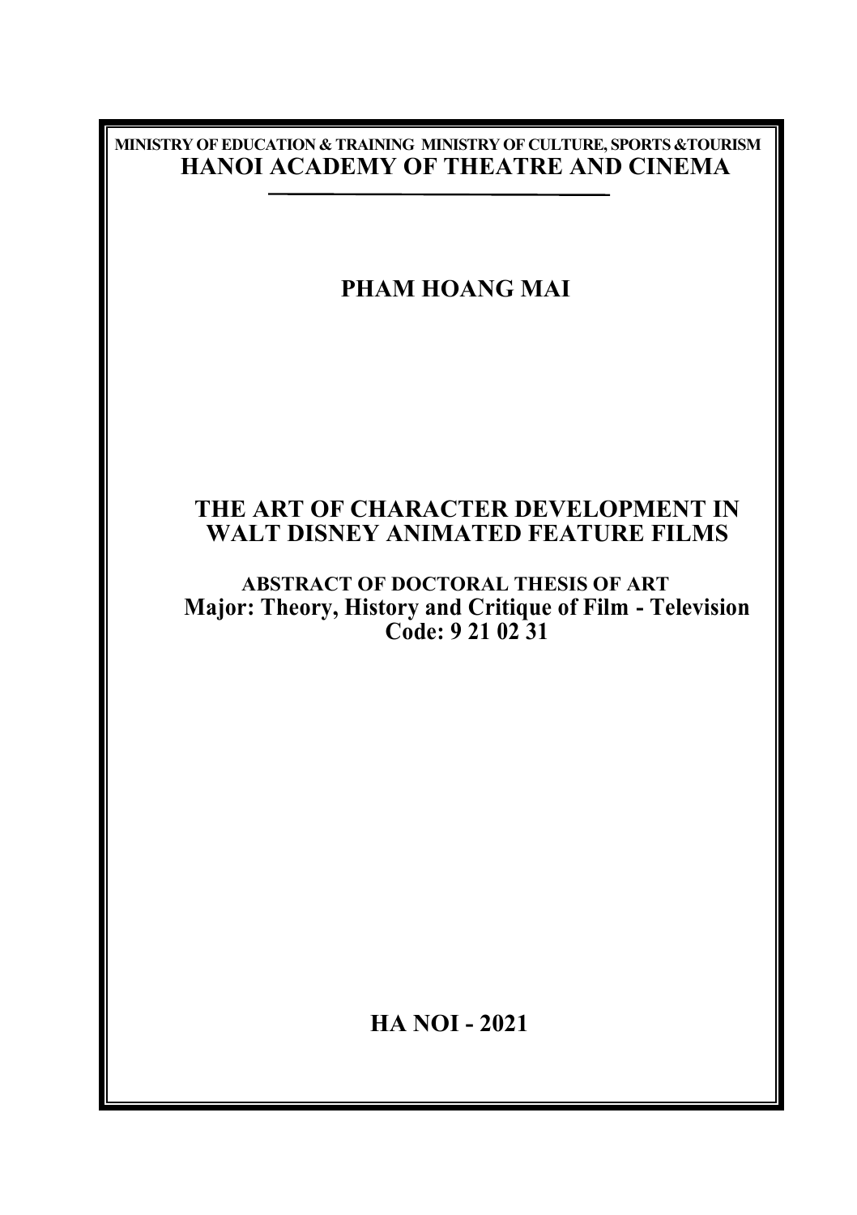**MINISTRY OF EDUCATION & TRAINING MINISTRY OF CULTURE, SPORTS &TOURISM**

**HANOI ACADEMY OF THEATRE AND CINEMA**

**PHAM HOANG MAI**

# THE ART OF CHARACTER DEVELOPMENT IN WALT DISNEY ANIMATED FEATURE FILMS

**ABSTRACT OF DOCTORAL THESIS OF ART**

**Major: Theory, History and Critique of Film - Television**

**Code: 9 21 02 31**

**HA NOI - 2021**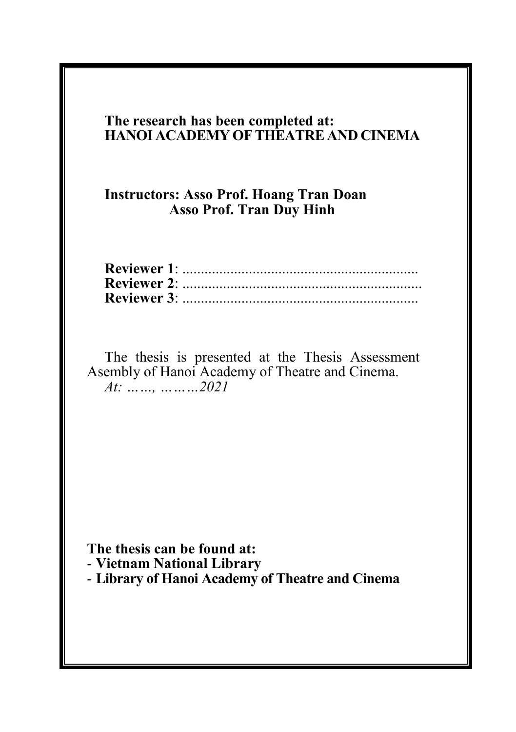**The research has been completed at:**
**HANOI ACADEMY OF THEATRE AND CINEMA**

**Instructors: Asso Prof. Hoang Tran Doan**
**Asso Prof. Tran Duy Hinh**

**Reviewer 1**: .................................................................
**Reviewer 2**: .................................................................
**Reviewer 3**: .................................................................

The thesis is presented at the Thesis Assessment Asembly of Hanoi Academy of Theatre and Cinema.
*At: ……, ………2021*

**The thesis can be found at:**
- **Vietnam National Library**
- **Library of Hanoi Academy of Theatre and Cinema**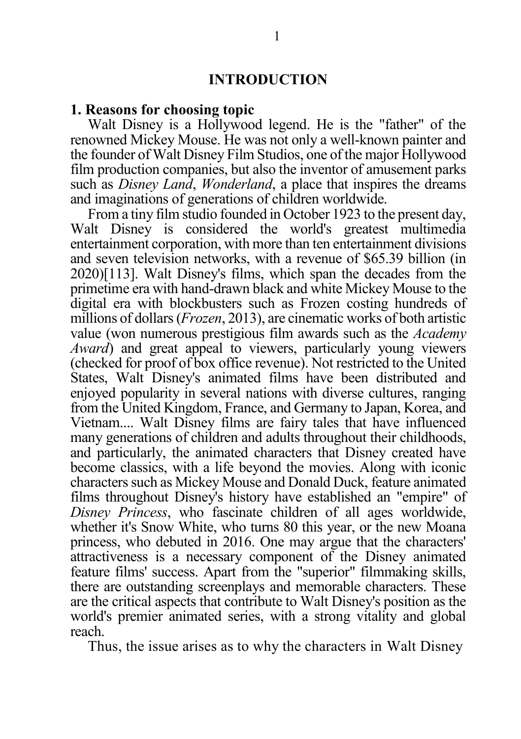# INTRODUCTION

## 1. Reasons for choosing topic

Walt Disney is a Hollywood legend. He is the "father" of the renowned Mickey Mouse. He was not only a well-known painter and the founder of Walt Disney Film Studios, one of the major Hollywood film production companies, but also the inventor of amusement parks such as *Disney Land*, *Wonderland*, a place that inspires the dreams and imaginations of generations of children worldwide.

From a tiny film studio founded in October 1923 to the present day, Walt Disney is considered the world's greatest multimedia entertainment corporation, with more than ten entertainment divisions and seven television networks, with a revenue of $65.39 billion (in 2020)[113]. Walt Disney's films, which span the decades from the primetime era with hand-drawn black and white Mickey Mouse to the digital era with blockbusters such as Frozen costing hundreds of millions of dollars (*Frozen*, 2013), are cinematic works of both artistic value (won numerous prestigious film awards such as the *Academy Award*) and great appeal to viewers, particularly young viewers (checked for proof of box office revenue). Not restricted to the United States, Walt Disney's animated films have been distributed and enjoyed popularity in several nations with diverse cultures, ranging from the United Kingdom, France, and Germany to Japan, Korea, and Vietnam.... Walt Disney films are fairy tales that have influenced many generations of children and adults throughout their childhoods, and particularly, the animated characters that Disney created have become classics, with a life beyond the movies. Along with iconic characters such as Mickey Mouse and Donald Duck, feature animated films throughout Disney's history have established an "empire" of *Disney Princess*, who fascinate children of all ages worldwide, whether it's Snow White, who turns 80 this year, or the new Moana princess, who debuted in 2016. One may argue that the characters' attractiveness is a necessary component of the Disney animated feature films' success. Apart from the "superior" filmmaking skills, there are outstanding screenplays and memorable characters. These are the critical aspects that contribute to Walt Disney's position as the world's premier animated series, with a strong vitality and global reach.

Thus, the issue arises as to why the characters in Walt Disney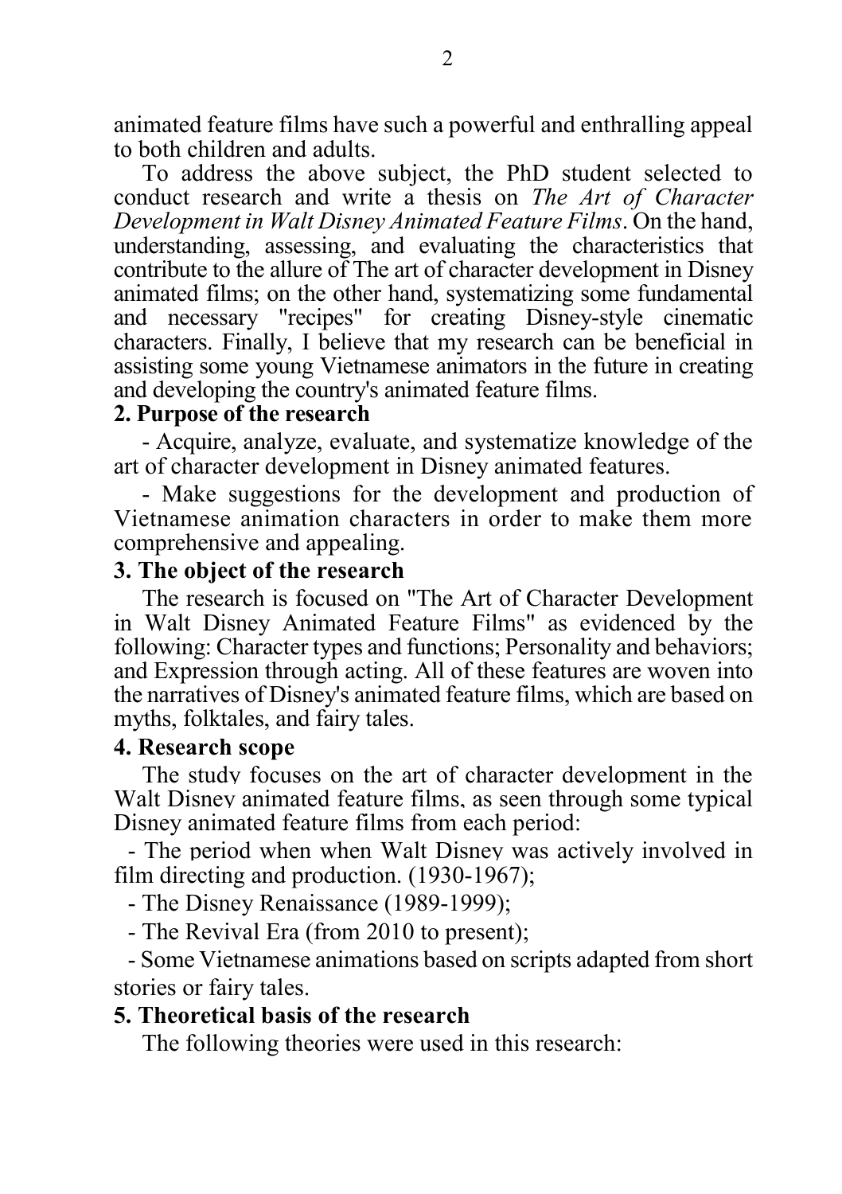animated feature films have such a powerful and enthralling appeal to both children and adults.

To address the above subject, the PhD student selected to conduct research and write a thesis on *The Art of Character Development in Walt Disney Animated Feature Films*. On the hand, understanding, assessing, and evaluating the characteristics that contribute to the allure of The art of character development in Disney animated films; on the other hand, systematizing some fundamental and necessary "recipes" for creating Disney-style cinematic characters. Finally, I believe that my research can be beneficial in assisting some young Vietnamese animators in the future in creating and developing the country's animated feature films.

**2. Purpose of the research**

- Acquire, analyze, evaluate, and systematize knowledge of the art of character development in Disney animated features.
- Make suggestions for the development and production of Vietnamese animation characters in order to make them more comprehensive and appealing.

**3. The object of the research**

The research is focused on "The Art of Character Development in Walt Disney Animated Feature Films" as evidenced by the following: Character types and functions; Personality and behaviors; and Expression through acting. All of these features are woven into the narratives of Disney's animated feature films, which are based on myths, folktales, and fairy tales.

**4. Research scope**

The study focuses on the art of character development in the Walt Disney animated feature films, as seen through some typical Disney animated feature films from each period:

- The period when when Walt Disney was actively involved in film directing and production. (1930-1967);
- The Disney Renaissance (1989-1999);
- The Revival Era (from 2010 to present);
- Some Vietnamese animations based on scripts adapted from short stories or fairy tales.

**5. Theoretical basis of the research**

The following theories were used in this research: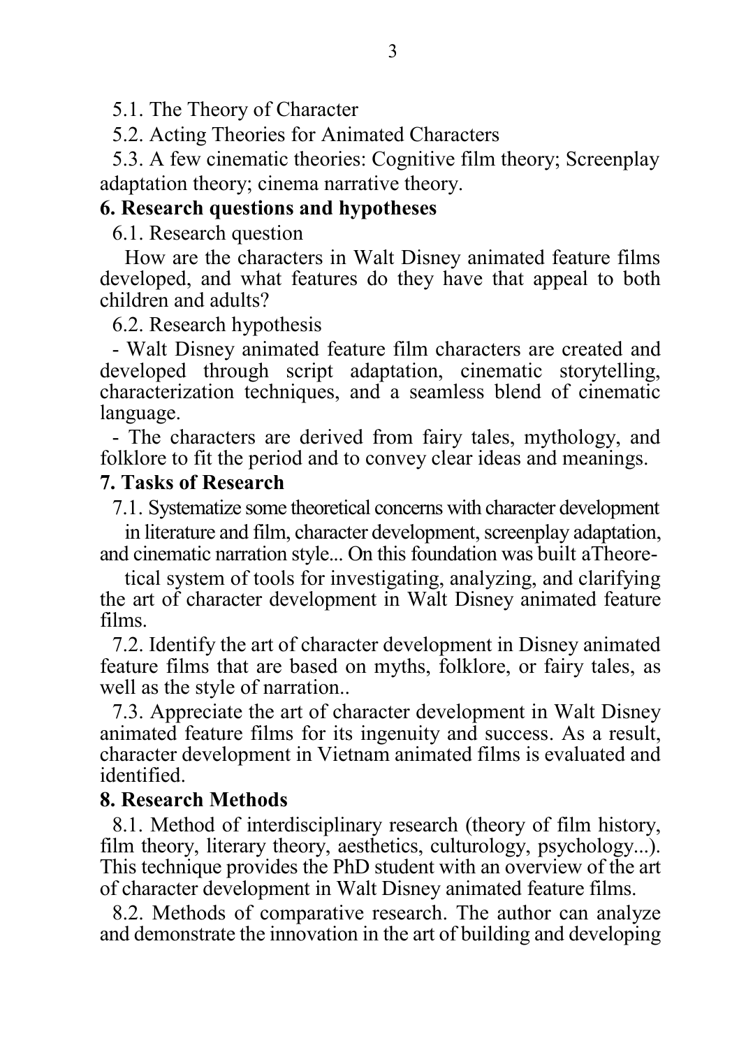5.1. The Theory of Character

5.2. Acting Theories for Animated Characters

5.3. A few cinematic theories: Cognitive film theory; Screenplay adaptation theory; cinema narrative theory.

**6. Research questions and hypotheses**

6.1. Research question

How are the characters in Walt Disney animated feature films developed, and what features do they have that appeal to both children and adults?

6.2. Research hypothesis

- Walt Disney animated feature film characters are created and developed through script adaptation, cinematic storytelling, characterization techniques, and a seamless blend of cinematic language.
- The characters are derived from fairy tales, mythology, and folklore to fit the period and to convey clear ideas and meanings.

**7. Tasks of Research**

7.1. Systematize some theoretical concerns with character development in literature and film, character development, screenplay adaptation, and cinematic narration style... On this foundation was built aTheoretical system of tools for investigating, analyzing, and clarifying the art of character development in Walt Disney animated feature films.

7.2. Identify the art of character development in Disney animated feature films that are based on myths, folklore, or fairy tales, as well as the style of narration..

7.3. Appreciate the art of character development in Walt Disney animated feature films for its ingenuity and success. As a result, character development in Vietnam animated films is evaluated and identified.

**8. Research Methods**

8.1. Method of interdisciplinary research (theory of film history, film theory, literary theory, aesthetics, culturology, psychology...). This technique provides the PhD student with an overview of the art of character development in Walt Disney animated feature films.

8.2. Methods of comparative research. The author can analyze and demonstrate the innovation in the art of building and developing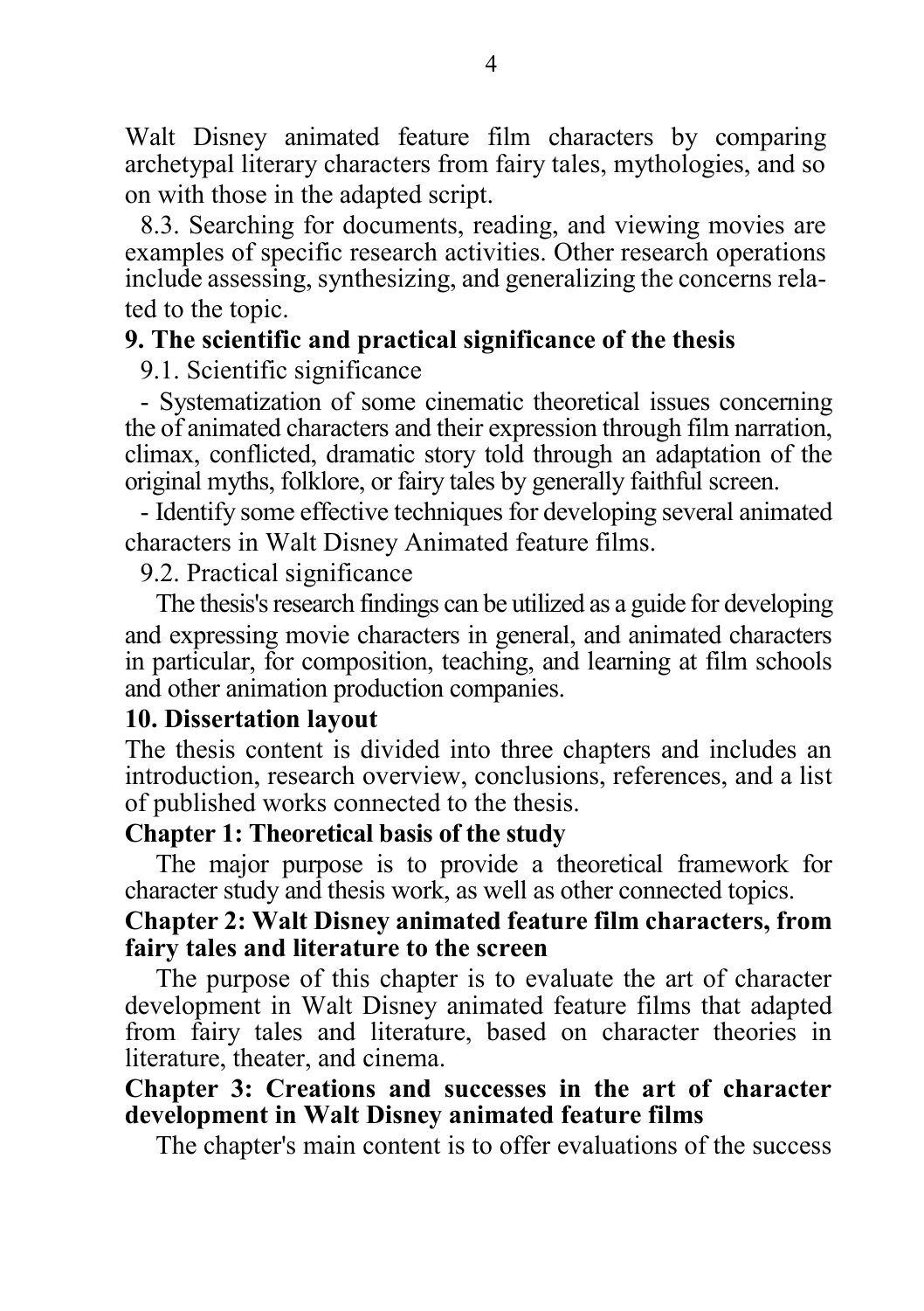Walt Disney animated feature film characters by comparing archetypal literary characters from fairy tales, mythologies, and so on with those in the adapted script.

8.3. Searching for documents, reading, and viewing movies are examples of specific research activities. Other research operations include assessing, synthesizing, and generalizing the concerns related to the topic.

## 9. The scientific and practical significance of the thesis

9.1. Scientific significance

- Systematization of some cinematic theoretical issues concerning the of animated characters and their expression through film narration, climax, conflicted, dramatic story told through an adaptation of the original myths, folklore, or fairy tales by generally faithful screen.
- Identify some effective techniques for developing several animated characters in Walt Disney Animated feature films.

9.2. Practical significance

The thesis's research findings can be utilized as a guide for developing and expressing movie characters in general, and animated characters in particular, for composition, teaching, and learning at film schools and other animation production companies.

## 10. Dissertation layout

The thesis content is divided into three chapters and includes an introduction, research overview, conclusions, references, and a list of published works connected to the thesis.

**Chapter 1: Theoretical basis of the study**

The major purpose is to provide a theoretical framework for character study and thesis work, as well as other connected topics.

**Chapter 2: Walt Disney animated feature film characters, from fairy tales and literature to the screen**

The purpose of this chapter is to evaluate the art of character development in Walt Disney animated feature films that adapted from fairy tales and literature, based on character theories in literature, theater, and cinema.

**Chapter 3: Creations and successes in the art of character development in Walt Disney animated feature films**

The chapter's main content is to offer evaluations of the success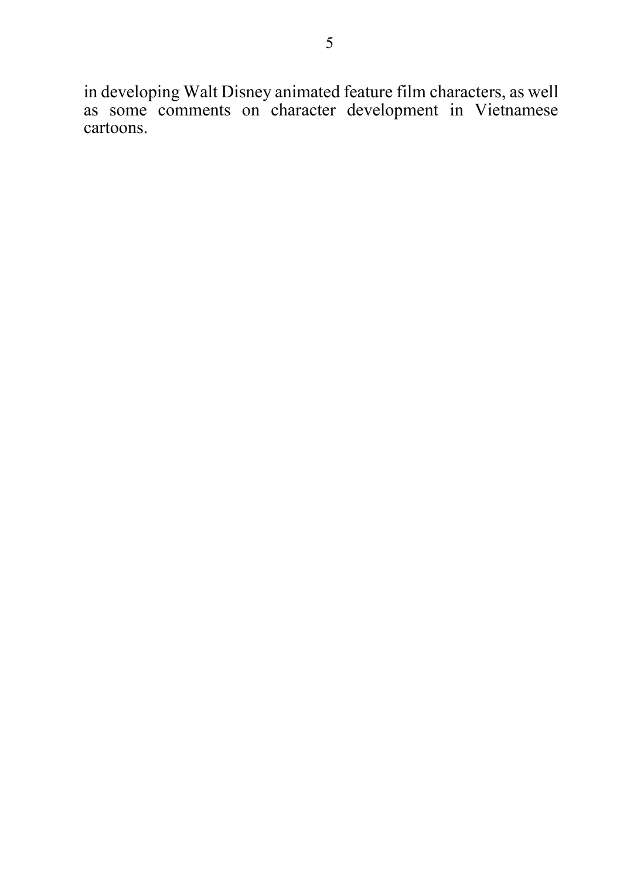in developing Walt Disney animated feature film characters, as well as some comments on character development in Vietnamese cartoons.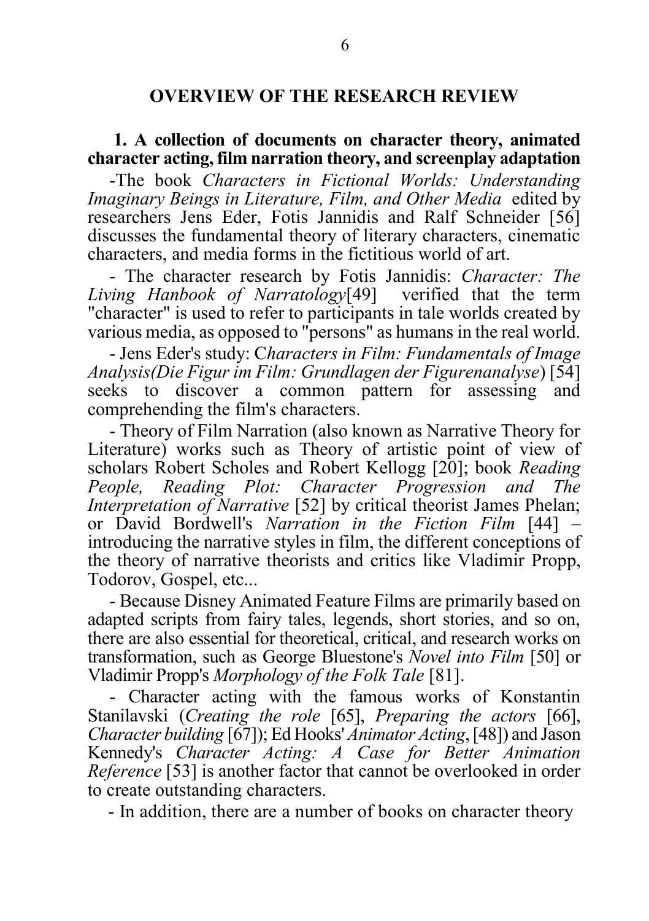## OVERVIEW OF THE RESEARCH REVIEW

### 1. A collection of documents on character theory, animated character acting, film narration theory, and screenplay adaptation

-The book *Characters in Fictional Worlds: Understanding Imaginary Beings in Literature, Film, and Other Media* edited by researchers Jens Eder, Fotis Jannidis and Ralf Schneider [56] discusses the fundamental theory of literary characters, cinematic characters, and media forms in the fictitious world of art.

- The character research by Fotis Jannidis: *Character: The Living Hanbook of Narratology*[49] verified that the term "character" is used to refer to participants in tale worlds created by various media, as opposed to "persons" as humans in the real world.

- Jens Eder's study: C*haracters in Film: Fundamentals of Image Analysis(Die Figur im Film: Grundlagen der Figurenanalyse*) [54] seeks to discover a common pattern for assessing and comprehending the film's characters.

- Theory of Film Narration (also known as Narrative Theory for Literature) works such as Theory of artistic point of view of scholars Robert Scholes and Robert Kellogg [20]; book *Reading People, Reading Plot: Character Progression and The Interpretation of Narrative* [52] by critical theorist James Phelan; or David Bordwell's *Narration in the Fiction Film* [44] – introducing the narrative styles in film, the different conceptions of the theory of narrative theorists and critics like Vladimir Propp, Todorov, Gospel, etc...

- Because Disney Animated Feature Films are primarily based on adapted scripts from fairy tales, legends, short stories, and so on, there are also essential for theoretical, critical, and research works on transformation, such as George Bluestone's *Novel into Film* [50] or Vladimir Propp's *Morphology of the Folk Tale* [81].

- Character acting with the famous works of Konstantin Stanilavski (*Creating the role* [65], *Preparing the actors* [66], *Character building* [67]); Ed Hooks' *Animator Acting*, [48]) and Jason Kennedy's *Character Acting: A Case for Better Animation Reference* [53] is another factor that cannot be overlooked in order to create outstanding characters.

- In addition, there are a number of books on character theory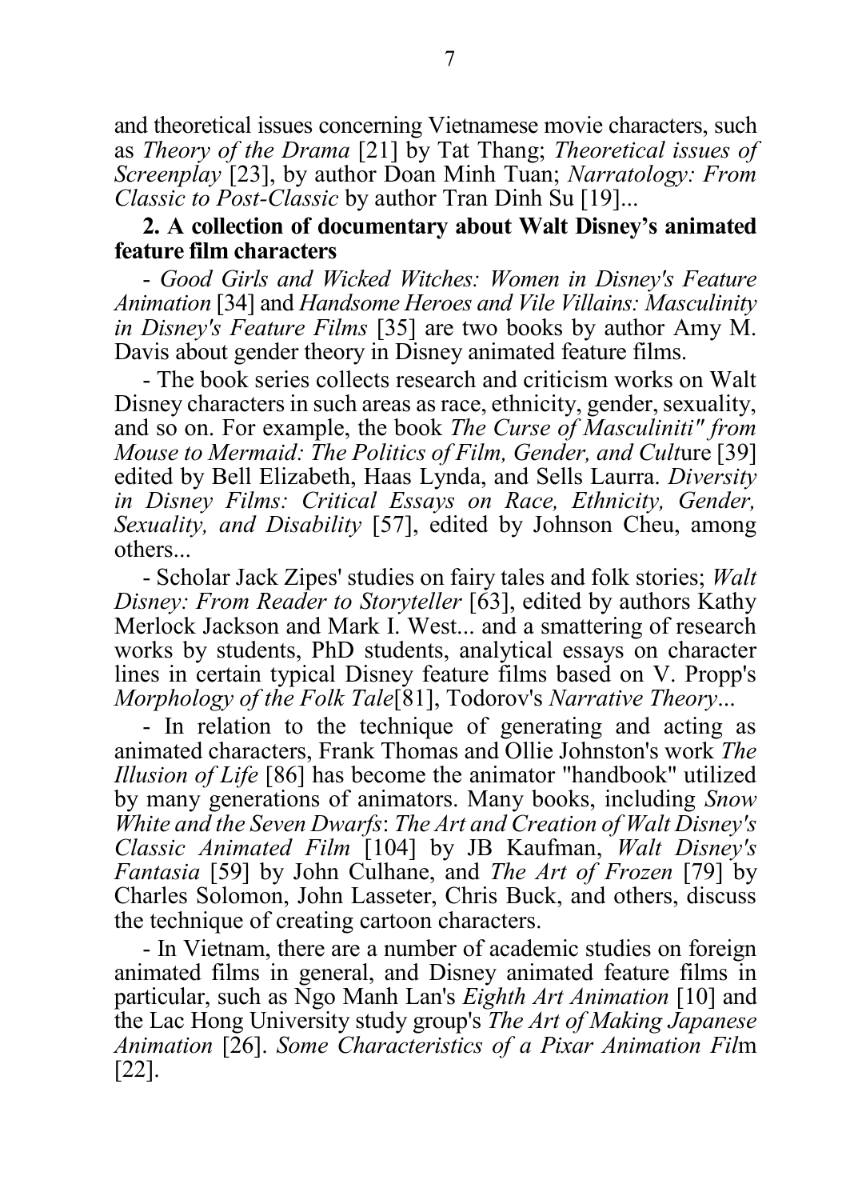and theoretical issues concerning Vietnamese movie characters, such as *Theory of the Drama* [21] by Tat Thang; *Theoretical issues of Screenplay* [23], by author Doan Minh Tuan; *Narratology: From Classic to Post-Classic* by author Tran Dinh Su [19]...

**2. A collection of documentary about Walt Disney's animated feature film characters**

- *Good Girls and Wicked Witches: Women in Disney's Feature Animation* [34] and *Handsome Heroes and Vile Villains: Masculinity in Disney's Feature Films* [35] are two books by author Amy M. Davis about gender theory in Disney animated feature films.

- The book series collects research and criticism works on Walt Disney characters in such areas as race, ethnicity, gender, sexuality, and so on. For example, the book *The Curse of Masculiniti" from Mouse to Mermaid: The Politics of Film, Gender, and Cult*ure [39] edited by Bell Elizabeth, Haas Lynda, and Sells Laurra. *Diversity in Disney Films: Critical Essays on Race, Ethnicity, Gender, Sexuality, and Disability* [57], edited by Johnson Cheu, among others...

- Scholar Jack Zipes' studies on fairy tales and folk stories; *Walt Disney: From Reader to Storyteller* [63], edited by authors Kathy Merlock Jackson and Mark I. West... and a smattering of research works by students, PhD students, analytical essays on character lines in certain typical Disney feature films based on V. Propp's *Morphology of the Folk Tale*[81], Todorov's *Narrative Theory*...

- In relation to the technique of generating and acting as animated characters, Frank Thomas and Ollie Johnston's work *The Illusion of Life* [86] has become the animator "handbook" utilized by many generations of animators. Many books, including *Snow White and the Seven Dwarfs*: *The Art and Creation of Walt Disney's Classic Animated Film* [104] by JB Kaufman, *Walt Disney's Fantasia* [59] by John Culhane, and *The Art of Frozen* [79] by Charles Solomon, John Lasseter, Chris Buck, and others, discuss the technique of creating cartoon characters.

- In Vietnam, there are a number of academic studies on foreign animated films in general, and Disney animated feature films in particular, such as Ngo Manh Lan's *Eighth Art Animation* [10] and the Lac Hong University study group's *The Art of Making Japanese Animation* [26]. *Some Characteristics of a Pixar Animation Fil*m [22].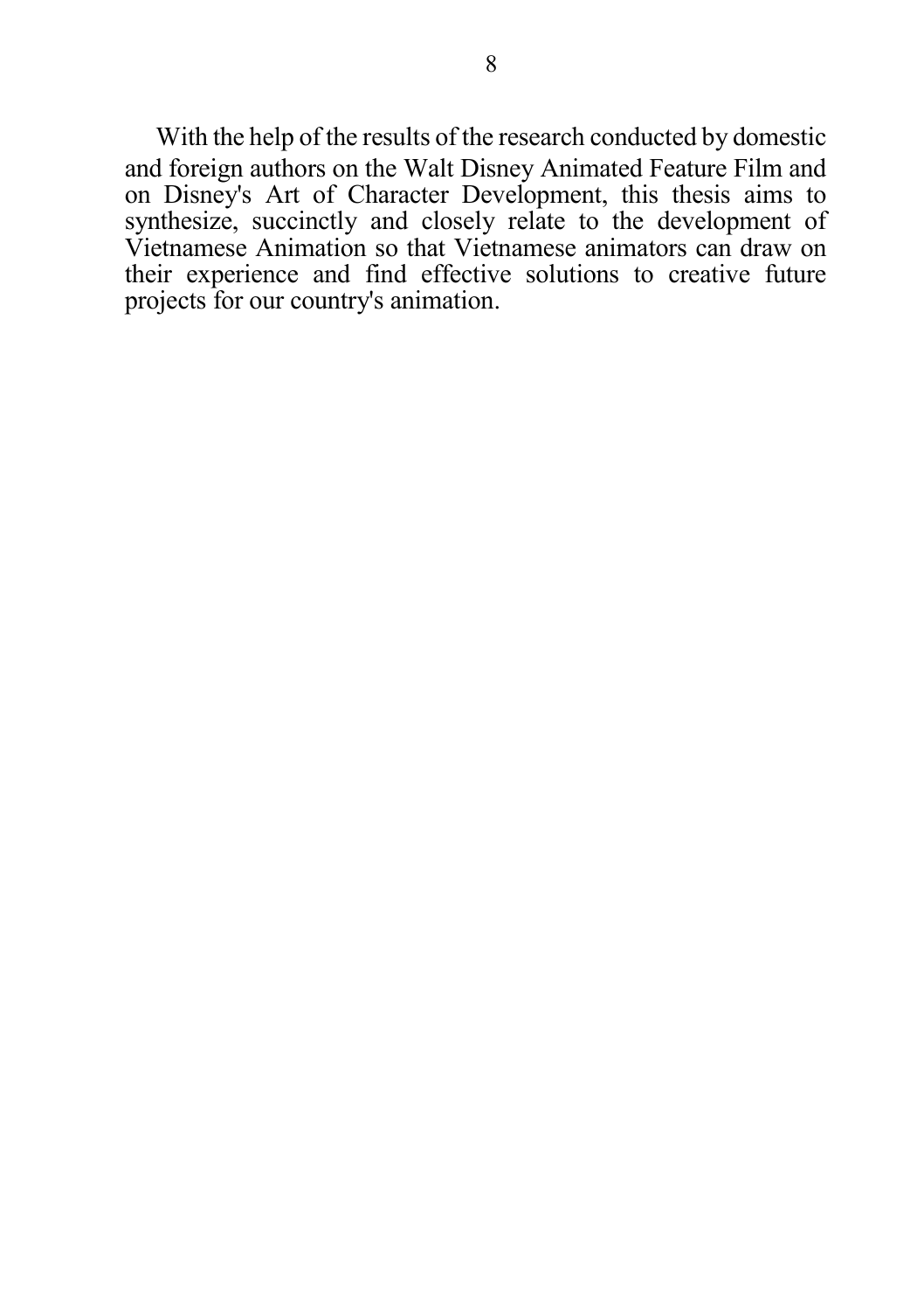With the help of the results of the research conducted by domestic and foreign authors on the Walt Disney Animated Feature Film and on Disney's Art of Character Development, this thesis aims to synthesize, succinctly and closely relate to the development of Vietnamese Animation so that Vietnamese animators can draw on their experience and find effective solutions to creative future projects for our country's animation.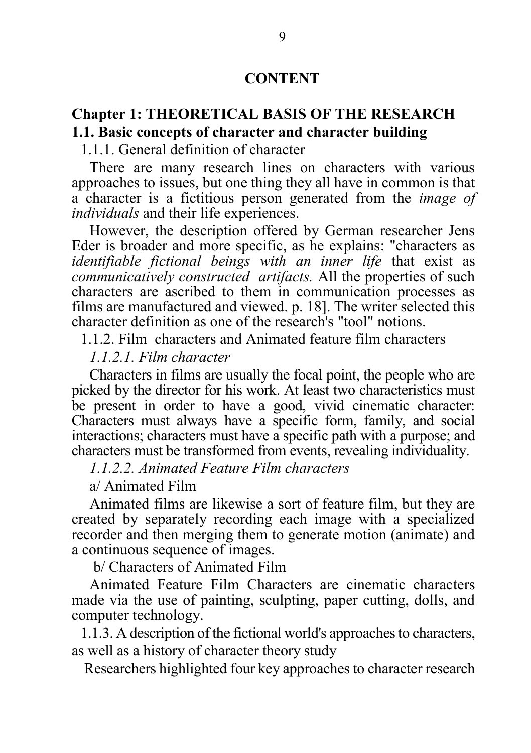## CONTENT

## Chapter 1: THEORETICAL BASIS OF THE RESEARCH

### 1.1. Basic concepts of character and character building

1.1.1. General definition of character

There are many research lines on characters with various approaches to issues, but one thing they all have in common is that a character is a fictitious person generated from the *image of individuals* and their life experiences.

However, the description offered by German researcher Jens Eder is broader and more specific, as he explains: "characters as *identifiable fictional beings with an inner life* that exist as *communicatively constructed artifacts.* All the properties of such characters are ascribed to them in communication processes as films are manufactured and viewed. p. 18]. The writer selected this character definition as one of the research's "tool" notions.

1.1.2. Film characters and Animated feature film characters

*1.1.2.1. Film character*

Characters in films are usually the focal point, the people who are picked by the director for his work. At least two characteristics must be present in order to have a good, vivid cinematic character: Characters must always have a specific form, family, and social interactions; characters must have a specific path with a purpose; and characters must be transformed from events, revealing individuality.

*1.1.2.2. Animated Feature Film characters*

a/ Animated Film

Animated films are likewise a sort of feature film, but they are created by separately recording each image with a specialized recorder and then merging them to generate motion (animate) and a continuous sequence of images.

b/ Characters of Animated Film

Animated Feature Film Characters are cinematic characters made via the use of painting, sculpting, paper cutting, dolls, and computer technology.

1.1.3. A description of the fictional world's approaches to characters, as well as a history of character theory study

Researchers highlighted four key approaches to character research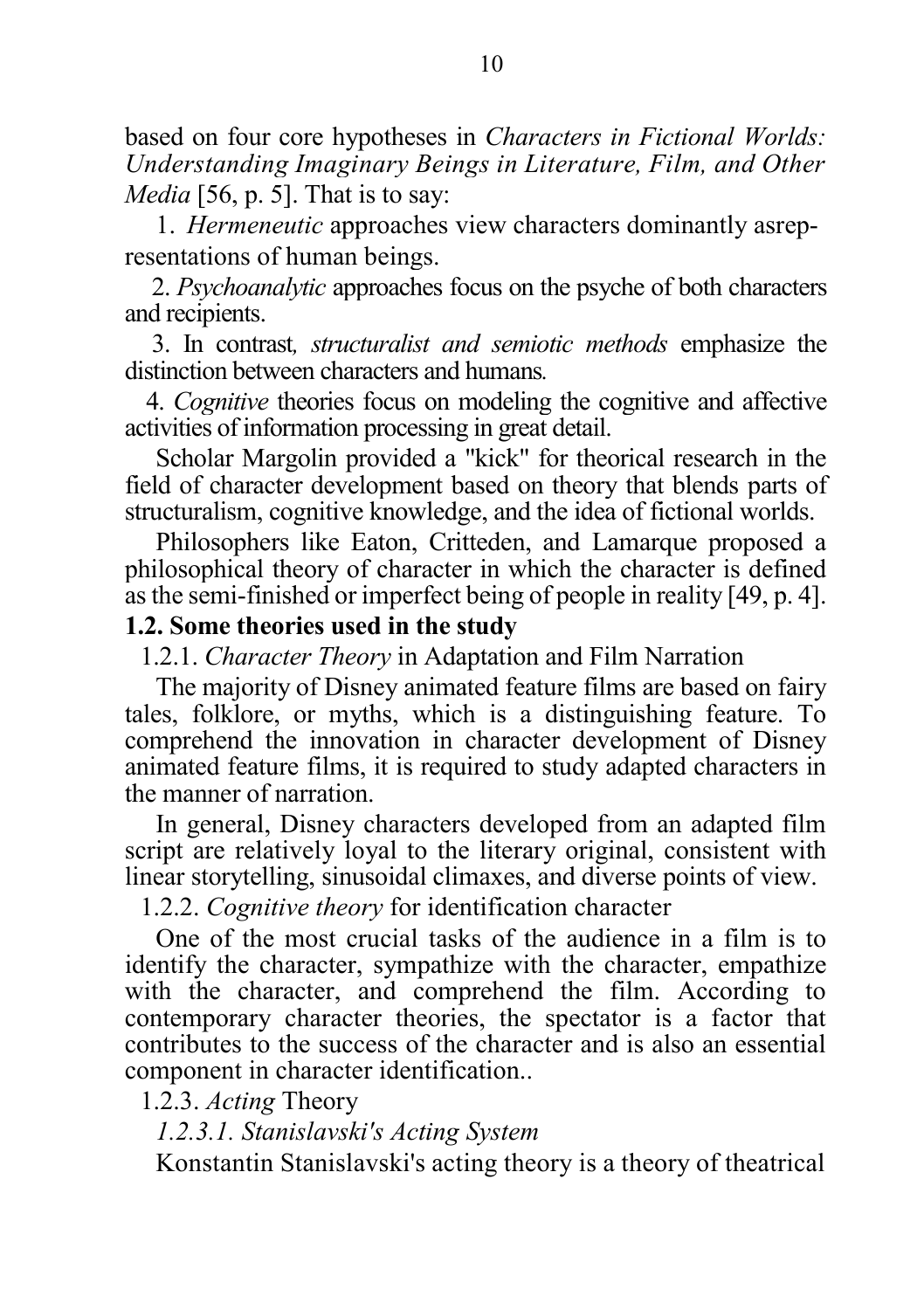based on four core hypotheses in *Characters in Fictional Worlds: Understanding Imaginary Beings in Literature, Film, and Other Media* [56, p. 5]. That is to say:

1. *Hermeneutic* approaches view characters dominantly asrep-resentations of human beings.

2. *Psychoanalytic* approaches focus on the psyche of both characters and recipients.

3. In contrast*, structuralist and semiotic methods* emphasize the distinction between characters and humans*.*

4. *Cognitive* theories focus on modeling the cognitive and affective activities of information processing in great detail.

Scholar Margolin provided a "kick" for theorical research in the field of character development based on theory that blends parts of structuralism, cognitive knowledge, and the idea of fictional worlds.

Philosophers like Eaton, Critteden, and Lamarque proposed a philosophical theory of character in which the character is defined as the semi-finished or imperfect being of people in reality [49, p. 4].

### 1.2. Some theories used in the study

1.2.1. *Character Theory* in Adaptation and Film Narration

The majority of Disney animated feature films are based on fairy tales, folklore, or myths, which is a distinguishing feature. To comprehend the innovation in character development of Disney animated feature films, it is required to study adapted characters in the manner of narration.

In general, Disney characters developed from an adapted film script are relatively loyal to the literary original, consistent with linear storytelling, sinusoidal climaxes, and diverse points of view.

1.2.2. *Cognitive theory* for identification character

One of the most crucial tasks of the audience in a film is to identify the character, sympathize with the character, empathize with the character, and comprehend the film. According to contemporary character theories, the spectator is a factor that contributes to the success of the character and is also an essential component in character identification..

1.2.3. *Acting* Theory

*1.2.3.1. Stanislavski's Acting System*

Konstantin Stanislavski's acting theory is a theory of theatrical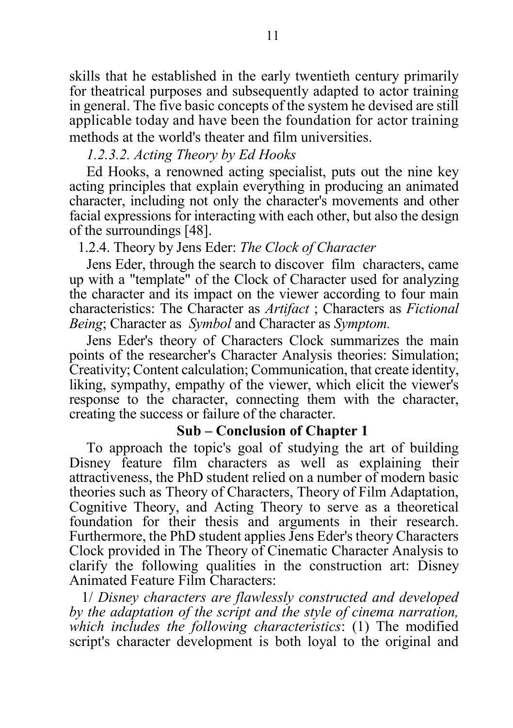skills that he established in the early twentieth century primarily for theatrical purposes and subsequently adapted to actor training in general. The five basic concepts of the system he devised are still applicable today and have been the foundation for actor training methods at the world's theater and film universities.

*1.2.3.2. Acting Theory by Ed Hooks*

Ed Hooks, a renowned acting specialist, puts out the nine key acting principles that explain everything in producing an animated character, including not only the character's movements and other facial expressions for interacting with each other, but also the design of the surroundings [48].

1.2.4. Theory by Jens Eder: *The Clock of Character*

Jens Eder, through the search to discover film characters, came up with a "template" of the Clock of Character used for analyzing the character and its impact on the viewer according to four main characteristics: The Character as *Artifact* ; Characters as *Fictional Being*; Character as *Symbol* and Character as *Symptom.*

Jens Eder's theory of Characters Clock summarizes the main points of the researcher's Character Analysis theories: Simulation; Creativity; Content calculation; Communication, that create identity, liking, sympathy, empathy of the viewer, which elicit the viewer's response to the character, connecting them with the character, creating the success or failure of the character.

## Sub – Conclusion of Chapter 1

To approach the topic's goal of studying the art of building Disney feature film characters as well as explaining their attractiveness, the PhD student relied on a number of modern basic theories such as Theory of Characters, Theory of Film Adaptation, Cognitive Theory, and Acting Theory to serve as a theoretical foundation for their thesis and arguments in their research. Furthermore, the PhD student applies Jens Eder's theory Characters Clock provided in The Theory of Cinematic Character Analysis to clarify the following qualities in the construction art: Disney Animated Feature Film Characters:

1/ *Disney characters are flawlessly constructed and developed by the adaptation of the script and the style of cinema narration, which includes the following characteristics*: (1) The modified script's character development is both loyal to the original and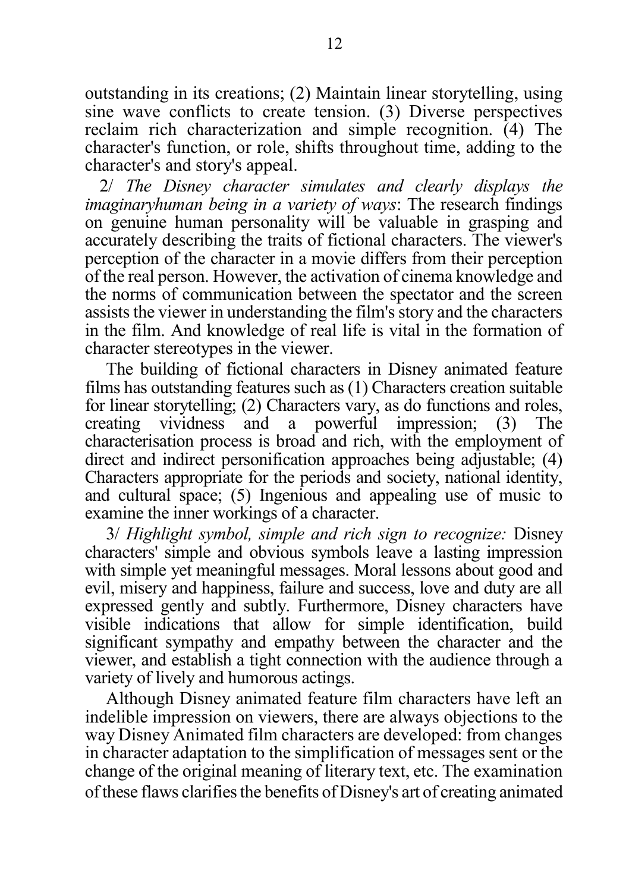outstanding in its creations; (2) Maintain linear storytelling, using sine wave conflicts to create tension. (3) Diverse perspectives reclaim rich characterization and simple recognition. (4) The character's function, or role, shifts throughout time, adding to the character's and story's appeal.

2/ *The Disney character simulates and clearly displays the imaginaryhuman being in a variety of ways*: The research findings on genuine human personality will be valuable in grasping and accurately describing the traits of fictional characters. The viewer's perception of the character in a movie differs from their perception of the real person. However, the activation of cinema knowledge and the norms of communication between the spectator and the screen assists the viewer in understanding the film's story and the characters in the film. And knowledge of real life is vital in the formation of character stereotypes in the viewer.

The building of fictional characters in Disney animated feature films has outstanding features such as (1) Characters creation suitable for linear storytelling; (2) Characters vary, as do functions and roles, creating vividness and a powerful impression; (3) The characterisation process is broad and rich, with the employment of direct and indirect personification approaches being adjustable; (4) Characters appropriate for the periods and society, national identity, and cultural space; (5) Ingenious and appealing use of music to examine the inner workings of a character.

3/ *Highlight symbol, simple and rich sign to recognize:* Disney characters' simple and obvious symbols leave a lasting impression with simple yet meaningful messages. Moral lessons about good and evil, misery and happiness, failure and success, love and duty are all expressed gently and subtly. Furthermore, Disney characters have visible indications that allow for simple identification, build significant sympathy and empathy between the character and the viewer, and establish a tight connection with the audience through a variety of lively and humorous actings.

Although Disney animated feature film characters have left an indelible impression on viewers, there are always objections to the way Disney Animated film characters are developed: from changes in character adaptation to the simplification of messages sent or the change of the original meaning of literary text, etc. The examination of these flaws clarifies the benefits of Disney's art of creating animated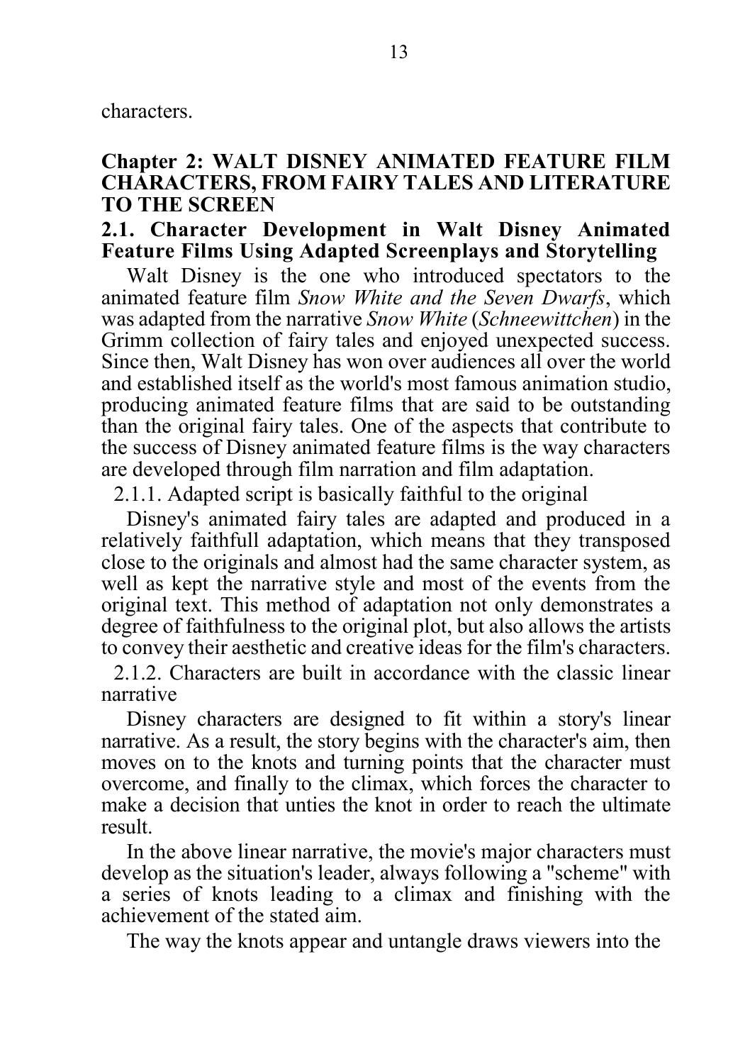characters.

# Chapter 2: WALT DISNEY ANIMATED FEATURE FILM CHARACTERS, FROM FAIRY TALES AND LITERATURE TO THE SCREEN

## 2.1. Character Development in Walt Disney Animated Feature Films Using Adapted Screenplays and Storytelling

Walt Disney is the one who introduced spectators to the animated feature film *Snow White and the Seven Dwarfs*, which was adapted from the narrative *Snow White* (*Schneewittchen*) in the Grimm collection of fairy tales and enjoyed unexpected success. Since then, Walt Disney has won over audiences all over the world and established itself as the world's most famous animation studio, producing animated feature films that are said to be outstanding than the original fairy tales. One of the aspects that contribute to the success of Disney animated feature films is the way characters are developed through film narration and film adaptation.

### 2.1.1. Adapted script is basically faithful to the original

Disney's animated fairy tales are adapted and produced in a relatively faithfull adaptation, which means that they transposed close to the originals and almost had the same character system, as well as kept the narrative style and most of the events from the original text. This method of adaptation not only demonstrates a degree of faithfulness to the original plot, but also allows the artists to convey their aesthetic and creative ideas for the film's characters.

### 2.1.2. Characters are built in accordance with the classic linear narrative

Disney characters are designed to fit within a story's linear narrative. As a result, the story begins with the character's aim, then moves on to the knots and turning points that the character must overcome, and finally to the climax, which forces the character to make a decision that unties the knot in order to reach the ultimate result.

In the above linear narrative, the movie's major characters must develop as the situation's leader, always following a "scheme" with a series of knots leading to a climax and finishing with the achievement of the stated aim.

The way the knots appear and untangle draws viewers into the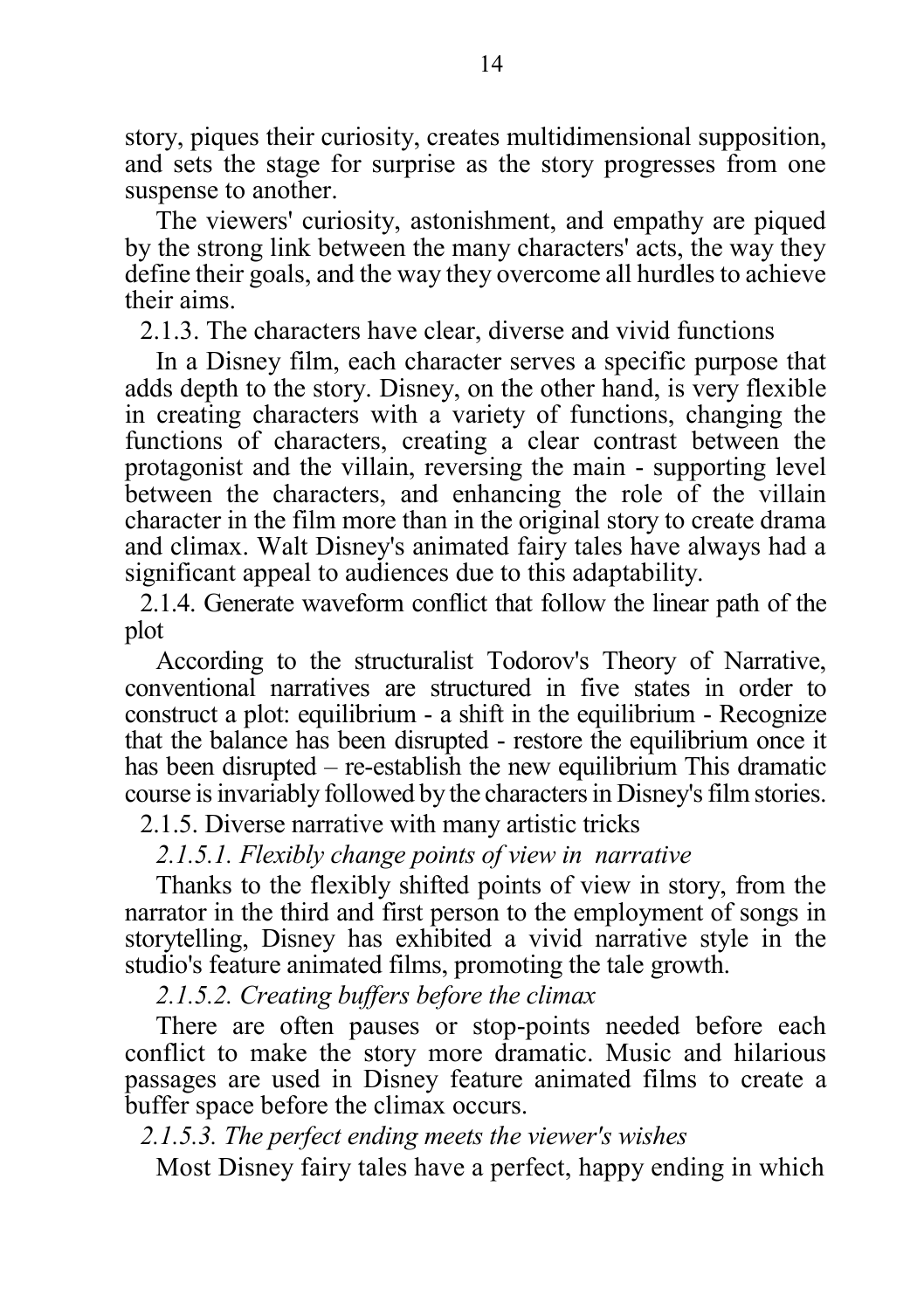story, piques their curiosity, creates multidimensional supposition, and sets the stage for surprise as the story progresses from one suspense to another.

The viewers' curiosity, astonishment, and empathy are piqued by the strong link between the many characters' acts, the way they define their goals, and the way they overcome all hurdles to achieve their aims.

2.1.3. The characters have clear, diverse and vivid functions

In a Disney film, each character serves a specific purpose that adds depth to the story. Disney, on the other hand, is very flexible in creating characters with a variety of functions, changing the functions of characters, creating a clear contrast between the protagonist and the villain, reversing the main - supporting level between the characters, and enhancing the role of the villain character in the film more than in the original story to create drama and climax. Walt Disney's animated fairy tales have always had a significant appeal to audiences due to this adaptability.

2.1.4. Generate waveform conflict that follow the linear path of the plot

According to the structuralist Todorov's Theory of Narrative, conventional narratives are structured in five states in order to construct a plot: equilibrium - a shift in the equilibrium - Recognize that the balance has been disrupted - restore the equilibrium once it has been disrupted – re-establish the new equilibrium This dramatic course is invariably followed by the characters in Disney's film stories.

2.1.5. Diverse narrative with many artistic tricks

*2.1.5.1. Flexibly change points of view in narrative*

Thanks to the flexibly shifted points of view in story, from the narrator in the third and first person to the employment of songs in storytelling, Disney has exhibited a vivid narrative style in the studio's feature animated films, promoting the tale growth.

*2.1.5.2. Creating buffers before the climax*

There are often pauses or stop-points needed before each conflict to make the story more dramatic. Music and hilarious passages are used in Disney feature animated films to create a buffer space before the climax occurs.

*2.1.5.3. The perfect ending meets the viewer's wishes*

Most Disney fairy tales have a perfect, happy ending in which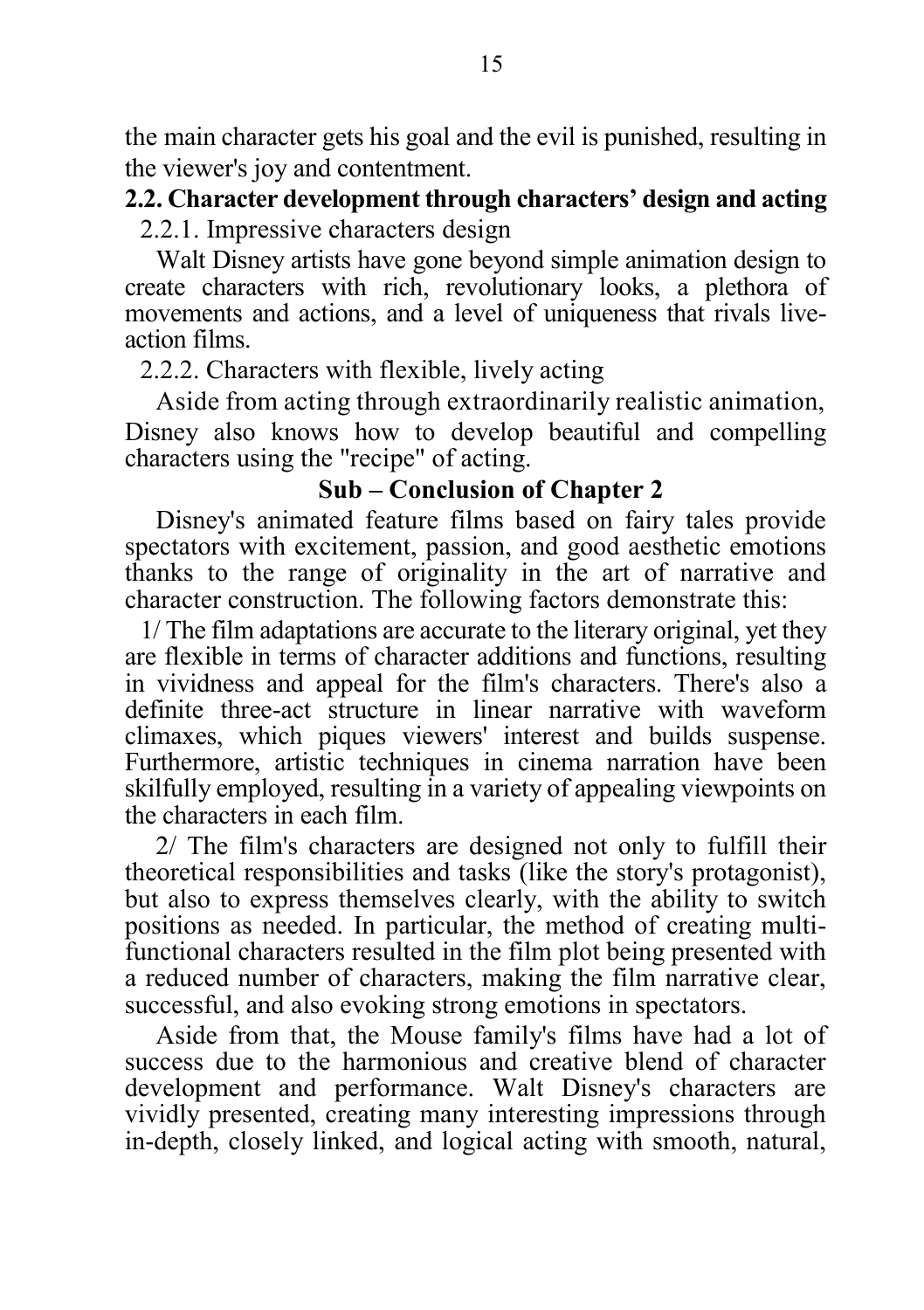the main character gets his goal and the evil is punished, resulting in the viewer's joy and contentment.

## 2.2. Character development through characters' design and acting

### 2.2.1. Impressive characters design

Walt Disney artists have gone beyond simple animation design to create characters with rich, revolutionary looks, a plethora of movements and actions, and a level of uniqueness that rivals live-action films.

### 2.2.2. Characters with flexible, lively acting

Aside from acting through extraordinarily realistic animation, Disney also knows how to develop beautiful and compelling characters using the "recipe" of acting.

## Sub – Conclusion of Chapter 2

Disney's animated feature films based on fairy tales provide spectators with excitement, passion, and good aesthetic emotions thanks to the range of originality in the art of narrative and character construction. The following factors demonstrate this:

1/ The film adaptations are accurate to the literary original, yet they are flexible in terms of character additions and functions, resulting in vividness and appeal for the film's characters. There's also a definite three-act structure in linear narrative with waveform climaxes, which piques viewers' interest and builds suspense. Furthermore, artistic techniques in cinema narration have been skilfully employed, resulting in a variety of appealing viewpoints on the characters in each film.

2/ The film's characters are designed not only to fulfill their theoretical responsibilities and tasks (like the story's protagonist), but also to express themselves clearly, with the ability to switch positions as needed. In particular, the method of creating multi-functional characters resulted in the film plot being presented with a reduced number of characters, making the film narrative clear, successful, and also evoking strong emotions in spectators.

Aside from that, the Mouse family's films have had a lot of success due to the harmonious and creative blend of character development and performance. Walt Disney's characters are vividly presented, creating many interesting impressions through in-depth, closely linked, and logical acting with smooth, natural,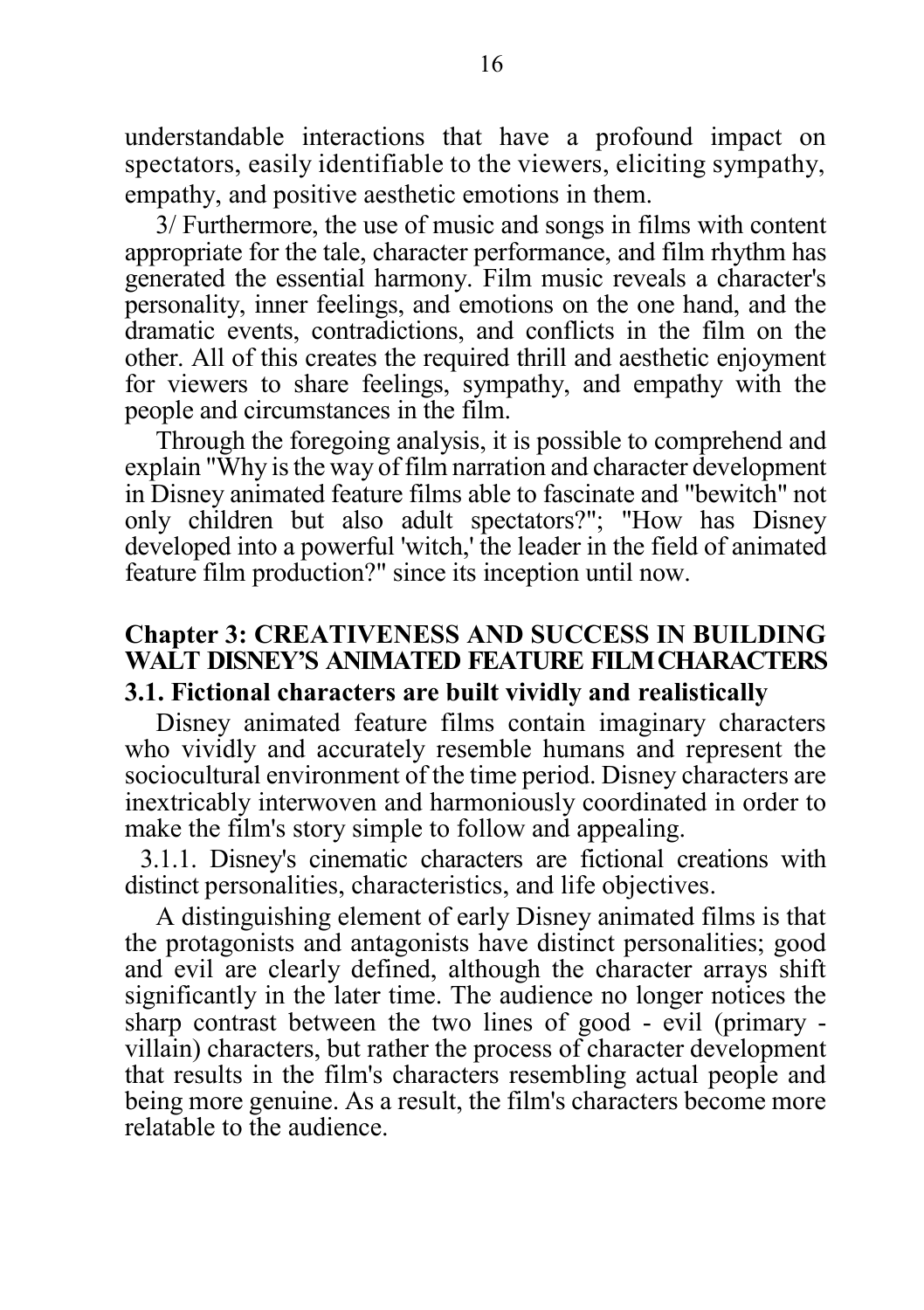understandable interactions that have a profound impact on spectators, easily identifiable to the viewers, eliciting sympathy, empathy, and positive aesthetic emotions in them.

3/ Furthermore, the use of music and songs in films with content appropriate for the tale, character performance, and film rhythm has generated the essential harmony. Film music reveals a character's personality, inner feelings, and emotions on the one hand, and the dramatic events, contradictions, and conflicts in the film on the other. All of this creates the required thrill and aesthetic enjoyment for viewers to share feelings, sympathy, and empathy with the people and circumstances in the film.

Through the foregoing analysis, it is possible to comprehend and explain "Why is the way of film narration and character development in Disney animated feature films able to fascinate and "bewitch" not only children but also adult spectators?"; "How has Disney developed into a powerful 'witch,' the leader in the field of animated feature film production?" since its inception until now.

## Chapter 3: CREATIVENESS AND SUCCESS IN BUILDING WALT DISNEY'S ANIMATED FEATURE FILM CHARACTERS

### 3.1. Fictional characters are built vividly and realistically

Disney animated feature films contain imaginary characters who vividly and accurately resemble humans and represent the sociocultural environment of the time period. Disney characters are inextricably interwoven and harmoniously coordinated in order to make the film's story simple to follow and appealing.

3.1.1. Disney's cinematic characters are fictional creations with distinct personalities, characteristics, and life objectives.

A distinguishing element of early Disney animated films is that the protagonists and antagonists have distinct personalities; good and evil are clearly defined, although the character arrays shift significantly in the later time. The audience no longer notices the sharp contrast between the two lines of good - evil (primary - villain) characters, but rather the process of character development that results in the film's characters resembling actual people and being more genuine. As a result, the film's characters become more relatable to the audience.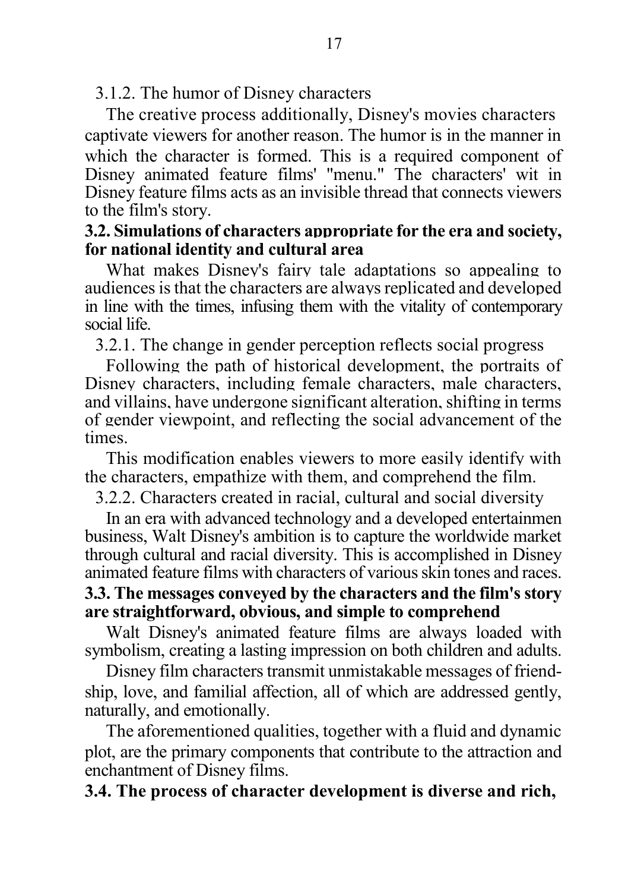3.1.2. The humor of Disney characters

The creative process additionally, Disney's movies characters captivate viewers for another reason. The humor is in the manner in which the character is formed. This is a required component of Disney animated feature films' "menu." The characters' wit in Disney feature films acts as an invisible thread that connects viewers to the film's story.

**3.2. Simulations of characters appropriate for the era and society, for national identity and cultural area**

What makes Disney's fairy tale adaptations so appealing to audiences is that the characters are always replicated and developed in line with the times, infusing them with the vitality of contemporary social life.

3.2.1. The change in gender perception reflects social progress

Following the path of historical development, the portraits of Disney characters, including female characters, male characters, and villains, have undergone significant alteration, shifting in terms of gender viewpoint, and reflecting the social advancement of the times.

This modification enables viewers to more easily identify with the characters, empathize with them, and comprehend the film.

3.2.2. Characters created in racial, cultural and social diversity

In an era with advanced technology and a developed entertainmen business, Walt Disney's ambition is to capture the worldwide market through cultural and racial diversity. This is accomplished in Disney animated feature films with characters of various skin tones and races.

**3.3. The messages conveyed by the characters and the film's story are straightforward, obvious, and simple to comprehend**

Walt Disney's animated feature films are always loaded with symbolism, creating a lasting impression on both children and adults.

Disney film characters transmit unmistakable messages of friendship, love, and familial affection, all of which are addressed gently, naturally, and emotionally.

The aforementioned qualities, together with a fluid and dynamic plot, are the primary components that contribute to the attraction and enchantment of Disney films.

**3.4. The process of character development is diverse and rich,**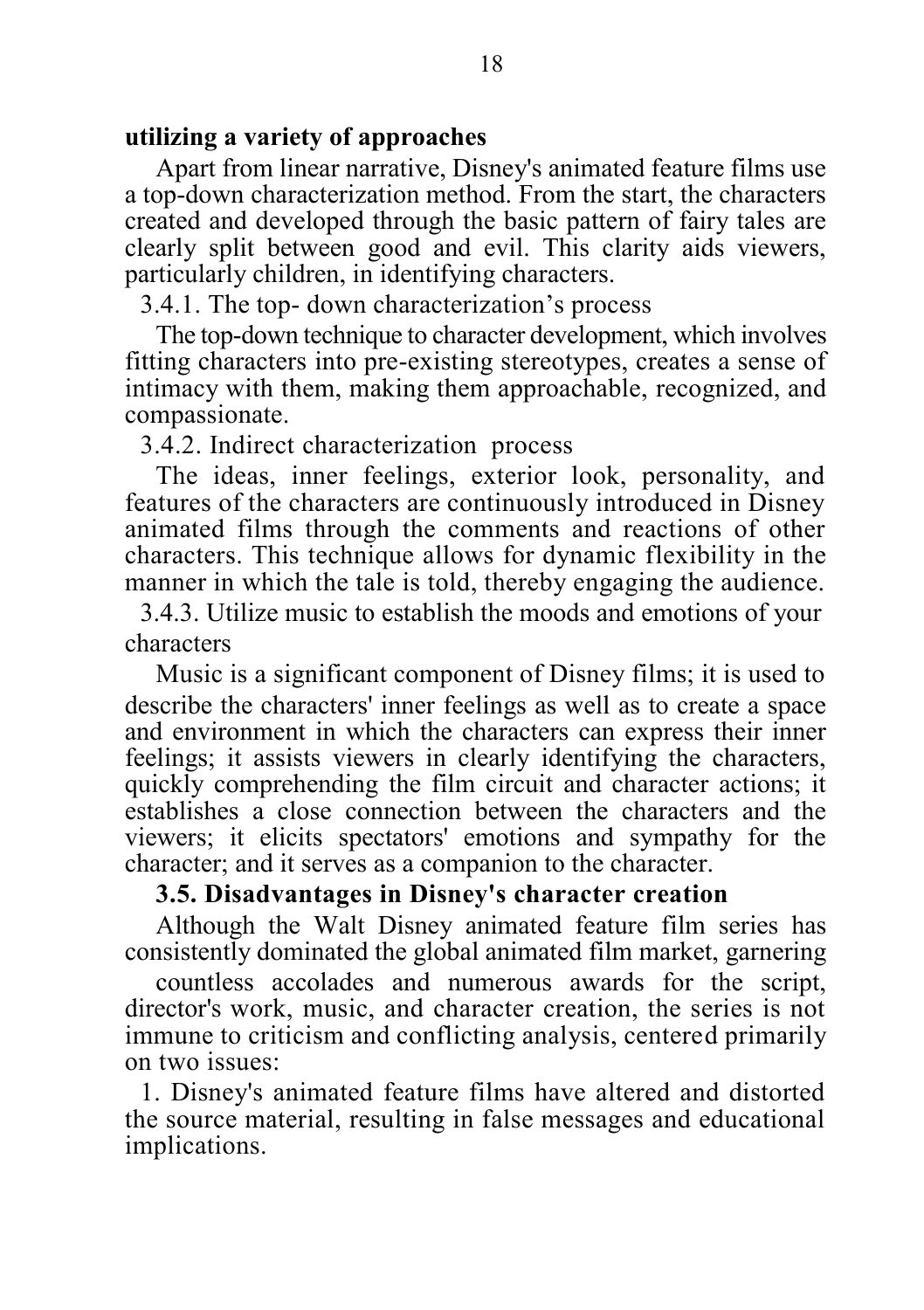**utilizing a variety of approaches**

Apart from linear narrative, Disney's animated feature films use a top-down characterization method. From the start, the characters created and developed through the basic pattern of fairy tales are clearly split between good and evil. This clarity aids viewers, particularly children, in identifying characters.

3.4.1. The top- down characterization's process

The top-down technique to character development, which involves fitting characters into pre-existing stereotypes, creates a sense of intimacy with them, making them approachable, recognized, and compassionate.

3.4.2. Indirect characterization process

The ideas, inner feelings, exterior look, personality, and features of the characters are continuously introduced in Disney animated films through the comments and reactions of other characters. This technique allows for dynamic flexibility in the manner in which the tale is told, thereby engaging the audience.

3.4.3. Utilize music to establish the moods and emotions of your characters

Music is a significant component of Disney films; it is used to describe the characters' inner feelings as well as to create a space and environment in which the characters can express their inner feelings; it assists viewers in clearly identifying the characters, quickly comprehending the film circuit and character actions; it establishes a close connection between the characters and the viewers; it elicits spectators' emotions and sympathy for the character; and it serves as a companion to the character.

### 3.5. Disadvantages in Disney's character creation

Although the Walt Disney animated feature film series has consistently dominated the global animated film market, garnering countless accolades and numerous awards for the script, director's work, music, and character creation, the series is not immune to criticism and conflicting analysis, centered primarily on two issues:

1. Disney's animated feature films have altered and distorted the source material, resulting in false messages and educational implications.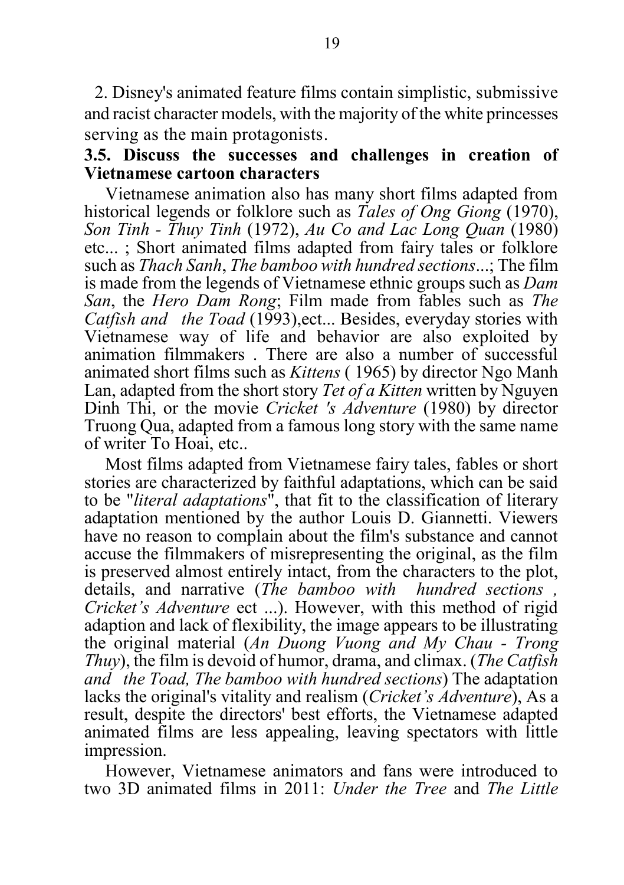2. Disney's animated feature films contain simplistic, submissive and racist character models, with the majority of the white princesses serving as the main protagonists.

### 3.5. Discuss the successes and challenges in creation of Vietnamese cartoon characters

Vietnamese animation also has many short films adapted from historical legends or folklore such as *Tales of Ong Giong* (1970), *Son Tinh - Thuy Tinh* (1972), *Au Co and Lac Long Quan* (1980) etc... ; Short animated films adapted from fairy tales or folklore such as *Thach Sanh*, *The bamboo with hundred sections*...; The film is made from the legends of Vietnamese ethnic groups such as *Dam San*, the *Hero Dam Rong*; Film made from fables such as *The Catfish and the Toad* (1993),ect... Besides, everyday stories with Vietnamese way of life and behavior are also exploited by animation filmmakers . There are also a number of successful animated short films such as *Kittens* ( 1965) by director Ngo Manh Lan, adapted from the short story *Tet of a Kitten* written by Nguyen Dinh Thi, or the movie *Cricket 's Adventure* (1980) by director Truong Qua, adapted from a famous long story with the same name of writer To Hoai, etc..

Most films adapted from Vietnamese fairy tales, fables or short stories are characterized by faithful adaptations, which can be said to be "*literal adaptations*", that fit to the classification of literary adaptation mentioned by the author Louis D. Giannetti. Viewers have no reason to complain about the film's substance and cannot accuse the filmmakers of misrepresenting the original, as the film is preserved almost entirely intact, from the characters to the plot, details, and narrative (*The bamboo with hundred sections , Cricket's Adventure* ect ...). However, with this method of rigid adaption and lack of flexibility, the image appears to be illustrating the original material (*An Duong Vuong and My Chau - Trong Thuy*), the film is devoid of humor, drama, and climax. (*The Catfish and the Toad, The bamboo with hundred sections*) The adaptation lacks the original's vitality and realism (*Cricket's Adventure*), As a result, despite the directors' best efforts, the Vietnamese adapted animated films are less appealing, leaving spectators with little impression.

However, Vietnamese animators and fans were introduced to two 3D animated films in 2011: *Under the Tree* and *The Little*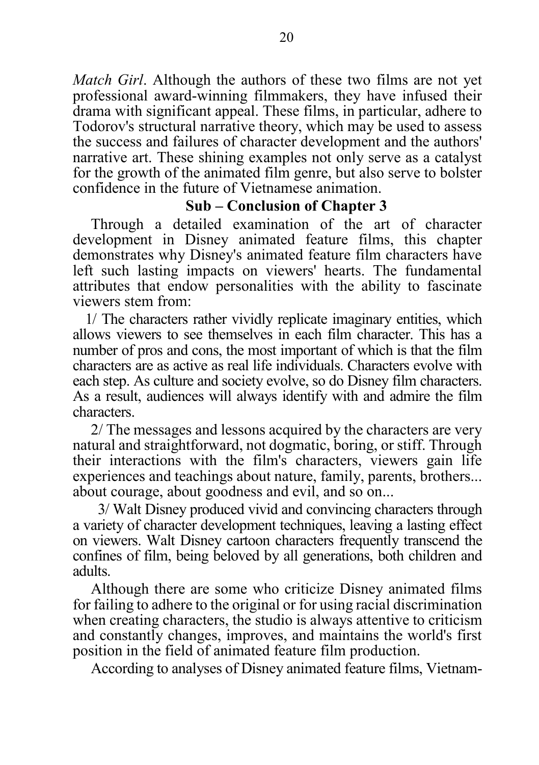*Match Girl*. Although the authors of these two films are not yet professional award-winning filmmakers, they have infused their drama with significant appeal. These films, in particular, adhere to Todorov's structural narrative theory, which may be used to assess the success and failures of character development and the authors' narrative art. These shining examples not only serve as a catalyst for the growth of the animated film genre, but also serve to bolster confidence in the future of Vietnamese animation.

## Sub – Conclusion of Chapter 3

Through a detailed examination of the art of character development in Disney animated feature films, this chapter demonstrates why Disney's animated feature film characters have left such lasting impacts on viewers' hearts. The fundamental attributes that endow personalities with the ability to fascinate viewers stem from:

1/ The characters rather vividly replicate imaginary entities, which allows viewers to see themselves in each film character. This has a number of pros and cons, the most important of which is that the film characters are as active as real life individuals. Characters evolve with each step. As culture and society evolve, so do Disney film characters. As a result, audiences will always identify with and admire the film characters.

2/ The messages and lessons acquired by the characters are very natural and straightforward, not dogmatic, boring, or stiff. Through their interactions with the film's characters, viewers gain life experiences and teachings about nature, family, parents, brothers... about courage, about goodness and evil, and so on...

3/ Walt Disney produced vivid and convincing characters through a variety of character development techniques, leaving a lasting effect on viewers. Walt Disney cartoon characters frequently transcend the confines of film, being beloved by all generations, both children and adults.

Although there are some who criticize Disney animated films for failing to adhere to the original or for using racial discrimination when creating characters, the studio is always attentive to criticism and constantly changes, improves, and maintains the world's first position in the field of animated feature film production.

According to analyses of Disney animated feature films, Vietnam-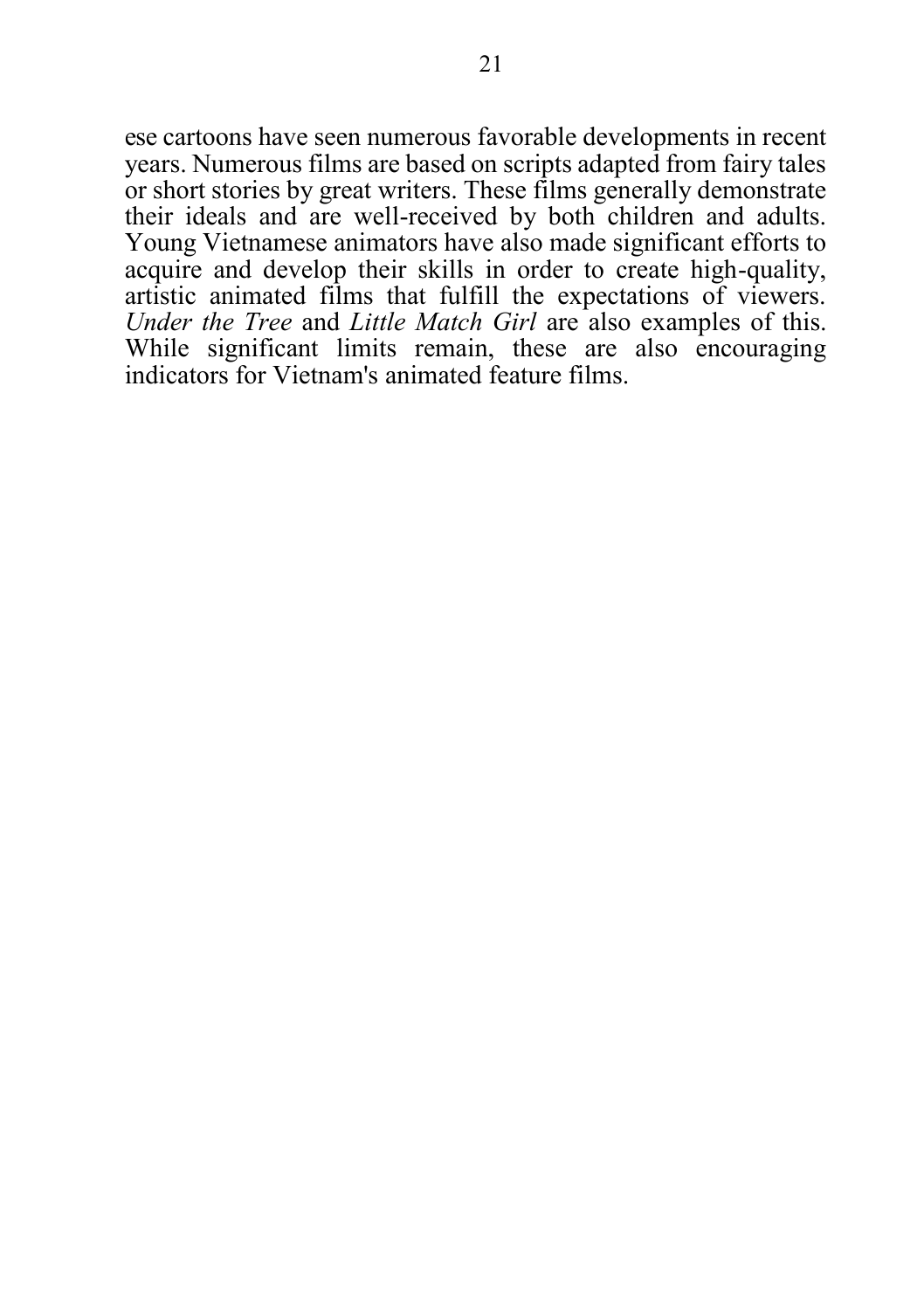ese cartoons have seen numerous favorable developments in recent years. Numerous films are based on scripts adapted from fairy tales or short stories by great writers. These films generally demonstrate their ideals and are well-received by both children and adults. Young Vietnamese animators have also made significant efforts to acquire and develop their skills in order to create high-quality, artistic animated films that fulfill the expectations of viewers. *Under the Tree* and *Little Match Girl* are also examples of this. While significant limits remain, these are also encouraging indicators for Vietnam's animated feature films.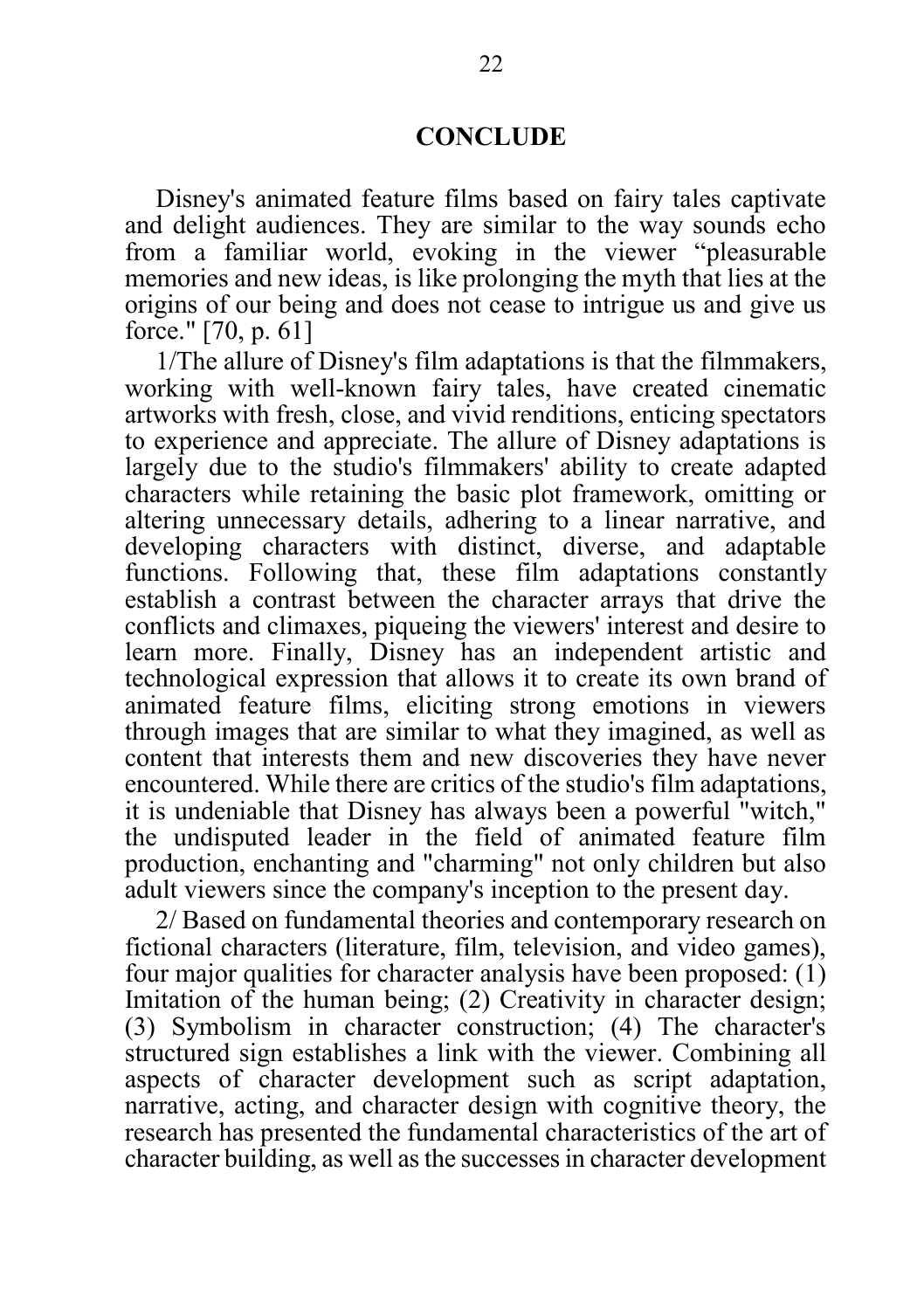## CONCLUDE

Disney's animated feature films based on fairy tales captivate and delight audiences. They are similar to the way sounds echo from a familiar world, evoking in the viewer "pleasurable memories and new ideas, is like prolonging the myth that lies at the origins of our being and does not cease to intrigue us and give us force." [70, p. 61]

1/The allure of Disney's film adaptations is that the filmmakers, working with well-known fairy tales, have created cinematic artworks with fresh, close, and vivid renditions, enticing spectators to experience and appreciate. The allure of Disney adaptations is largely due to the studio's filmmakers' ability to create adapted characters while retaining the basic plot framework, omitting or altering unnecessary details, adhering to a linear narrative, and developing characters with distinct, diverse, and adaptable functions. Following that, these film adaptations constantly establish a contrast between the character arrays that drive the conflicts and climaxes, piqueing the viewers' interest and desire to learn more. Finally, Disney has an independent artistic and technological expression that allows it to create its own brand of animated feature films, eliciting strong emotions in viewers through images that are similar to what they imagined, as well as content that interests them and new discoveries they have never encountered. While there are critics of the studio's film adaptations, it is undeniable that Disney has always been a powerful "witch," the undisputed leader in the field of animated feature film production, enchanting and "charming" not only children but also adult viewers since the company's inception to the present day.

2/ Based on fundamental theories and contemporary research on fictional characters (literature, film, television, and video games), four major qualities for character analysis have been proposed: (1) Imitation of the human being; (2) Creativity in character design; (3) Symbolism in character construction; (4) The character's structured sign establishes a link with the viewer. Combining all aspects of character development such as script adaptation, narrative, acting, and character design with cognitive theory, the research has presented the fundamental characteristics of the art of character building, as well as the successes in character development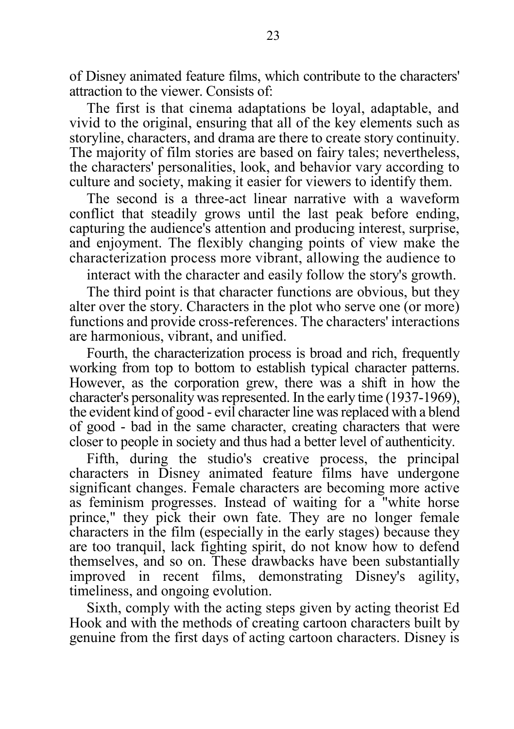of Disney animated feature films, which contribute to the characters' attraction to the viewer. Consists of:

The first is that cinema adaptations be loyal, adaptable, and vivid to the original, ensuring that all of the key elements such as storyline, characters, and drama are there to create story continuity. The majority of film stories are based on fairy tales; nevertheless, the characters' personalities, look, and behavior vary according to culture and society, making it easier for viewers to identify them.

The second is a three-act linear narrative with a waveform conflict that steadily grows until the last peak before ending, capturing the audience's attention and producing interest, surprise, and enjoyment. The flexibly changing points of view make the characterization process more vibrant, allowing the audience to interact with the character and easily follow the story's growth.

The third point is that character functions are obvious, but they alter over the story. Characters in the plot who serve one (or more) functions and provide cross-references. The characters' interactions are harmonious, vibrant, and unified.

Fourth, the characterization process is broad and rich, frequently working from top to bottom to establish typical character patterns. However, as the corporation grew, there was a shift in how the character's personality was represented. In the early time (1937-1969), the evident kind of good - evil character line was replaced with a blend of good - bad in the same character, creating characters that were closer to people in society and thus had a better level of authenticity.

Fifth, during the studio's creative process, the principal characters in Disney animated feature films have undergone significant changes. Female characters are becoming more active as feminism progresses. Instead of waiting for a "white horse prince," they pick their own fate. They are no longer female characters in the film (especially in the early stages) because they are too tranquil, lack fighting spirit, do not know how to defend themselves, and so on. These drawbacks have been substantially improved in recent films, demonstrating Disney's agility, timeliness, and ongoing evolution.

Sixth, comply with the acting steps given by acting theorist Ed Hook and with the methods of creating cartoon characters built by genuine from the first days of acting cartoon characters. Disney is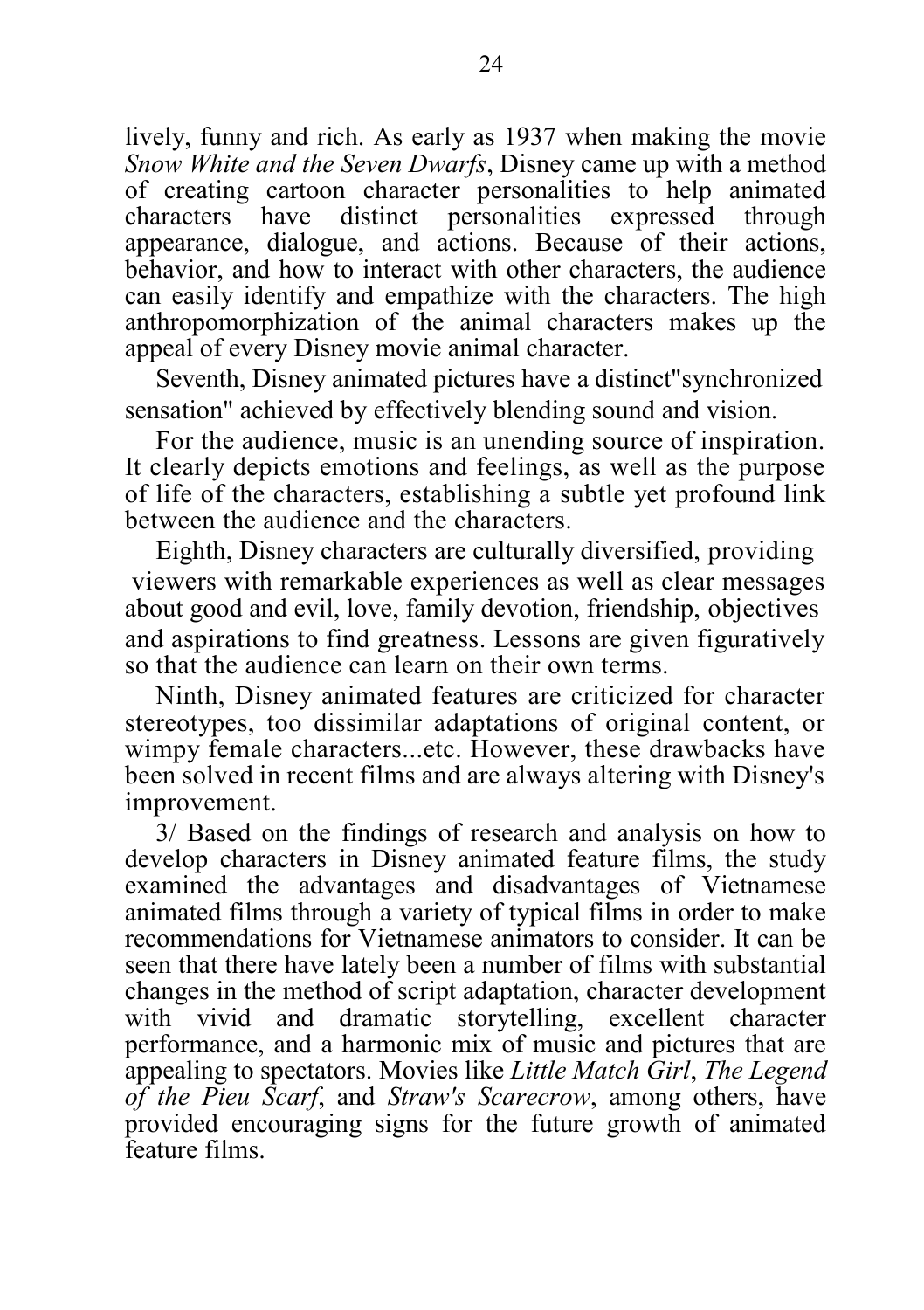lively, funny and rich. As early as 1937 when making the movie *Snow White and the Seven Dwarfs*, Disney came up with a method of creating cartoon character personalities to help animated characters have distinct personalities expressed through appearance, dialogue, and actions. Because of their actions, behavior, and how to interact with other characters, the audience can easily identify and empathize with the characters. The high anthropomorphization of the animal characters makes up the appeal of every Disney movie animal character.

Seventh, Disney animated pictures have a distinct"synchronized sensation" achieved by effectively blending sound and vision.

For the audience, music is an unending source of inspiration. It clearly depicts emotions and feelings, as well as the purpose of life of the characters, establishing a subtle yet profound link between the audience and the characters.

Eighth, Disney characters are culturally diversified, providing viewers with remarkable experiences as well as clear messages about good and evil, love, family devotion, friendship, objectives and aspirations to find greatness. Lessons are given figuratively so that the audience can learn on their own terms.

Ninth, Disney animated features are criticized for character stereotypes, too dissimilar adaptations of original content, or wimpy female characters...etc. However, these drawbacks have been solved in recent films and are always altering with Disney's improvement.

3/ Based on the findings of research and analysis on how to develop characters in Disney animated feature films, the study examined the advantages and disadvantages of Vietnamese animated films through a variety of typical films in order to make recommendations for Vietnamese animators to consider. It can be seen that there have lately been a number of films with substantial changes in the method of script adaptation, character development with vivid and dramatic storytelling, excellent character performance, and a harmonic mix of music and pictures that are appealing to spectators. Movies like *Little Match Girl*, *The Legend of the Pieu Scarf*, and *Straw's Scarecrow*, among others, have provided encouraging signs for the future growth of animated feature films.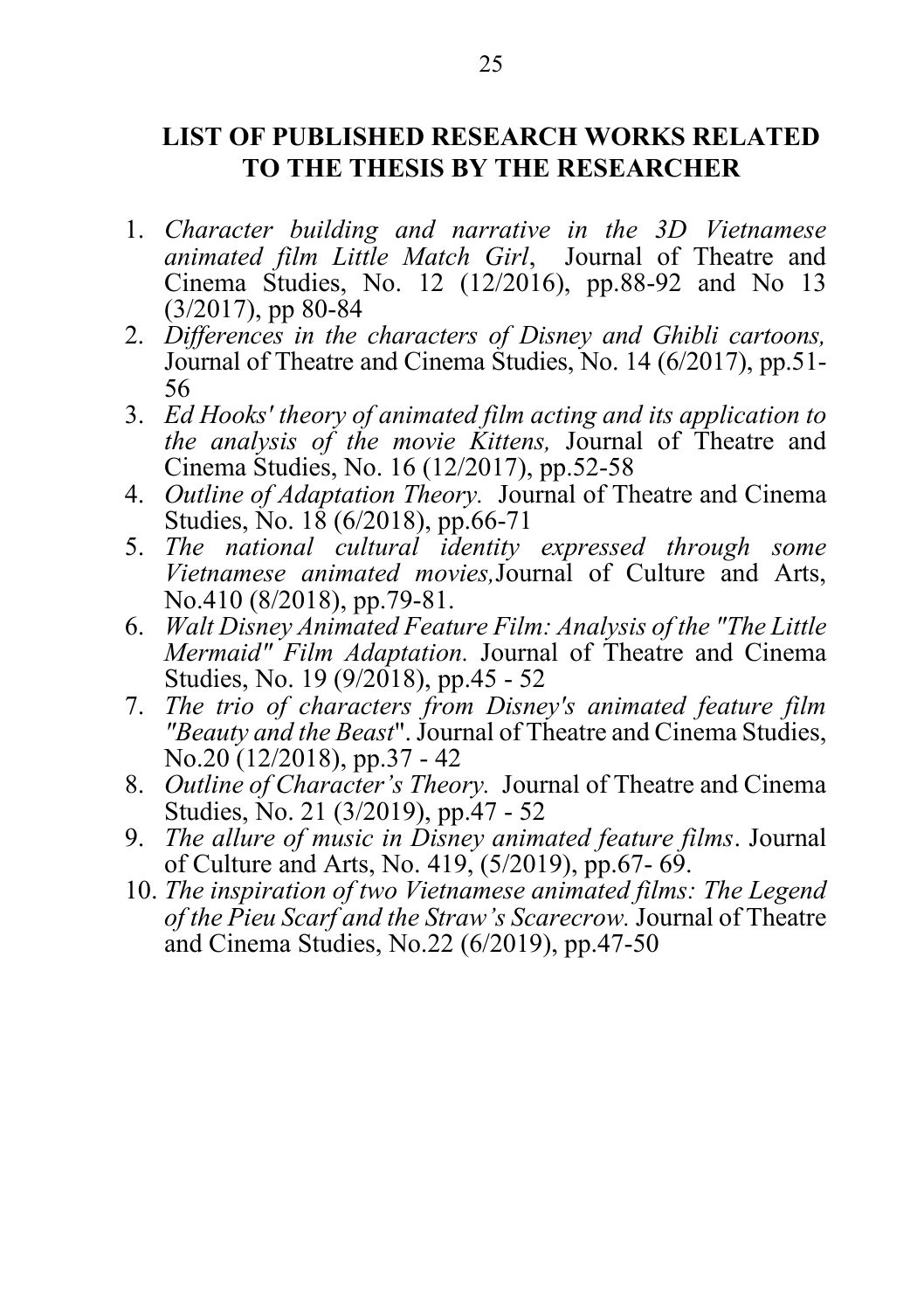## LIST OF PUBLISHED RESEARCH WORKS RELATED TO THE THESIS BY THE RESEARCHER

1. *Character building and narrative in the 3D Vietnamese animated film Little Match Girl*, Journal of Theatre and Cinema Studies, No. 12 (12/2016), pp.88-92 and No 13 (3/2017), pp 80-84
2. *Differences in the characters of Disney and Ghibli cartoons,* Journal of Theatre and Cinema Studies, No. 14 (6/2017), pp.51-56
3. *Ed Hooks' theory of animated film acting and its application to the analysis of the movie Kittens,* Journal of Theatre and Cinema Studies, No. 16 (12/2017), pp.52-58
4. *Outline of Adaptation Theory.* Journal of Theatre and Cinema Studies, No. 18 (6/2018), pp.66-71
5. *The national cultural identity expressed through some Vietnamese animated movies,*Journal of Culture and Arts, No.410 (8/2018), pp.79-81.
6. *Walt Disney Animated Feature Film: Analysis of the "The Little Mermaid" Film Adaptation.* Journal of Theatre and Cinema Studies, No. 19 (9/2018), pp.45 - 52
7. *The trio of characters from Disney's animated feature film "Beauty and the Beast*". Journal of Theatre and Cinema Studies, No.20 (12/2018), pp.37 - 42
8. *Outline of Character's Theory.* Journal of Theatre and Cinema Studies, No. 21 (3/2019), pp.47 - 52
9. *The allure of music in Disney animated feature films*. Journal of Culture and Arts, No. 419, (5/2019), pp.67- 69.
10. *The inspiration of two Vietnamese animated films: The Legend of the Pieu Scarf and the Straw's Scarecrow.* Journal of Theatre and Cinema Studies, No.22 (6/2019), pp.47-50